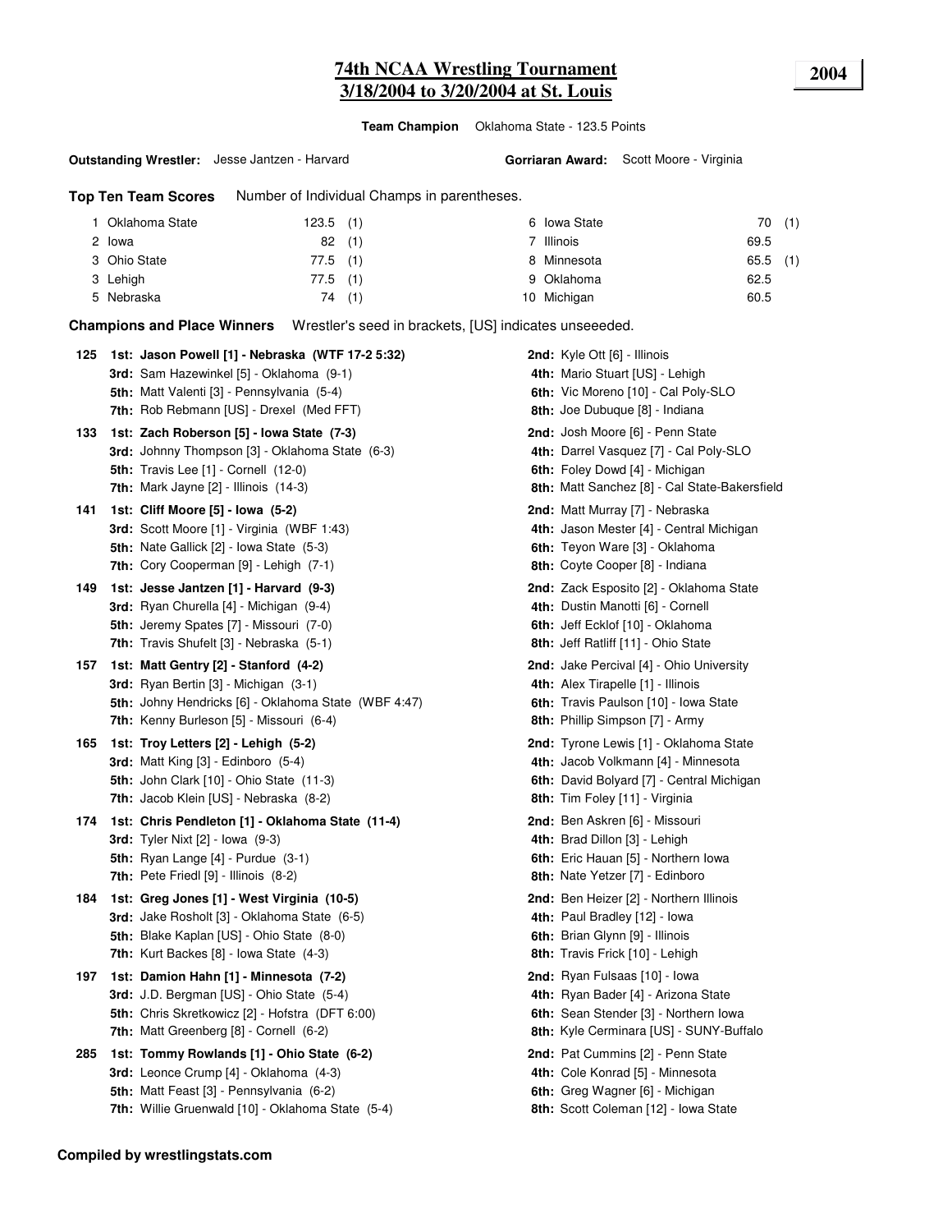# 74th NCAA Wrestling Tournament
# 3/18/2004 to 3/20/2004 at St. Louis

**2004**

**Team Champion** Oklahoma State - 123.5 Points

**Outstanding Wrestler:** Jesse Jantzen - Harvard

**Gorriaran Award:** Scott Moore - Virginia

## Top Ten Team Scores

Number of Individual Champs in parentheses.

| Rank | Team | Points | Champs |
|---|---|---|---|
| 1 | Oklahoma State | 123.5 | (1) |
| 2 | Iowa | 82 | (1) |
| 3 | Ohio State | 77.5 | (1) |
| 3 | Lehigh | 77.5 | (1) |
| 5 | Nebraska | 74 | (1) |
| 6 | Iowa State | 70 | (1) |
| 7 | Illinois | 69.5 | |
| 8 | Minnesota | 65.5 | (1) |
| 9 | Oklahoma | 62.5 | |
| 10 | Michigan | 60.5 | |

## Champions and Place Winners

Wrestler's seed in brackets, [US] indicates unseeeded.

**125**
- **1st: Jason Powell [1] - Nebraska (WTF 17-2 5:32)**
- **2nd:** Kyle Ott [6] - Illinois
- **3rd:** Sam Hazewinkel [5] - Oklahoma (9-1)
- **4th:** Mario Stuart [US] - Lehigh
- **5th:** Matt Valenti [3] - Pennsylvania (5-4)
- **6th:** Vic Moreno [10] - Cal Poly-SLO
- **7th:** Rob Rebmann [US] - Drexel (Med FFT)
- **8th:** Joe Dubuque [8] - Indiana

**133**
- **1st: Zach Roberson [5] - Iowa State (7-3)**
- **2nd:** Josh Moore [6] - Penn State
- **3rd:** Johnny Thompson [3] - Oklahoma State (6-3)
- **4th:** Darrel Vasquez [7] - Cal Poly-SLO
- **5th:** Travis Lee [1] - Cornell (12-0)
- **6th:** Foley Dowd [4] - Michigan
- **7th:** Mark Jayne [2] - Illinois (14-3)
- **8th:** Matt Sanchez [8] - Cal State-Bakersfield

**141**
- **1st: Cliff Moore [5] - Iowa (5-2)**
- **2nd:** Matt Murray [7] - Nebraska
- **3rd:** Scott Moore [1] - Virginia (WBF 1:43)
- **4th:** Jason Mester [4] - Central Michigan
- **5th:** Nate Gallick [2] - Iowa State (5-3)
- **6th:** Teyon Ware [3] - Oklahoma
- **7th:** Cory Cooperman [9] - Lehigh (7-1)
- **8th:** Coyte Cooper [8] - Indiana

**149**
- **1st: Jesse Jantzen [1] - Harvard (9-3)**
- **2nd:** Zack Esposito [2] - Oklahoma State
- **3rd:** Ryan Churella [4] - Michigan (9-4)
- **4th:** Dustin Manotti [6] - Cornell
- **5th:** Jeremy Spates [7] - Missouri (7-0)
- **6th:** Jeff Ecklof [10] - Oklahoma
- **7th:** Travis Shufelt [3] - Nebraska (5-1)
- **8th:** Jeff Ratliff [11] - Ohio State

**157**
- **1st: Matt Gentry [2] - Stanford (4-2)**
- **2nd:** Jake Percival [4] - Ohio University
- **3rd:** Ryan Bertin [3] - Michigan (3-1)
- **4th:** Alex Tirapelle [1] - Illinois
- **5th:** Johny Hendricks [6] - Oklahoma State (WBF 4:47)
- **6th:** Travis Paulson [10] - Iowa State
- **7th:** Kenny Burleson [5] - Missouri (6-4)
- **8th:** Phillip Simpson [7] - Army

**165**
- **1st: Troy Letters [2] - Lehigh (5-2)**
- **2nd:** Tyrone Lewis [1] - Oklahoma State
- **3rd:** Matt King [3] - Edinboro (5-4)
- **4th:** Jacob Volkmann [4] - Minnesota
- **5th:** John Clark [10] - Ohio State (11-3)
- **6th:** David Bolyard [7] - Central Michigan
- **7th:** Jacob Klein [US] - Nebraska (8-2)
- **8th:** Tim Foley [11] - Virginia

**174**
- **1st: Chris Pendleton [1] - Oklahoma State (11-4)**
- **2nd:** Ben Askren [6] - Missouri
- **3rd:** Tyler Nixt [2] - Iowa (9-3)
- **4th:** Brad Dillon [3] - Lehigh
- **5th:** Ryan Lange [4] - Purdue (3-1)
- **6th:** Eric Hauan [5] - Northern Iowa
- **7th:** Pete Friedl [9] - Illinois (8-2)
- **8th:** Nate Yetzer [7] - Edinboro

**184**
- **1st: Greg Jones [1] - West Virginia (10-5)**
- **2nd:** Ben Heizer [2] - Northern Illinois
- **3rd:** Jake Rosholt [3] - Oklahoma State (6-5)
- **4th:** Paul Bradley [12] - Iowa
- **5th:** Blake Kaplan [US] - Ohio State (8-0)
- **6th:** Brian Glynn [9] - Illinois
- **7th:** Kurt Backes [8] - Iowa State (4-3)
- **8th:** Travis Frick [10] - Lehigh

**197**
- **1st: Damion Hahn [1] - Minnesota (7-2)**
- **2nd:** Ryan Fulsaas [10] - Iowa
- **3rd:** J.D. Bergman [US] - Ohio State (5-4)
- **4th:** Ryan Bader [4] - Arizona State
- **5th:** Chris Skretkowicz [2] - Hofstra (DFT 6:00)
- **6th:** Sean Stender [3] - Northern Iowa
- **7th:** Matt Greenberg [8] - Cornell (6-2)
- **8th:** Kyle Cerminara [US] - SUNY-Buffalo

**285**
- **1st: Tommy Rowlands [1] - Ohio State (6-2)**
- **2nd:** Pat Cummins [2] - Penn State
- **3rd:** Leonce Crump [4] - Oklahoma (4-3)
- **4th:** Cole Konrad [5] - Minnesota
- **5th:** Matt Feast [3] - Pennsylvania (6-2)
- **6th:** Greg Wagner [6] - Michigan
- **7th:** Willie Gruenwald [10] - Oklahoma State (5-4)
- **8th:** Scott Coleman [12] - Iowa State

**Compiled by wrestlingstats.com**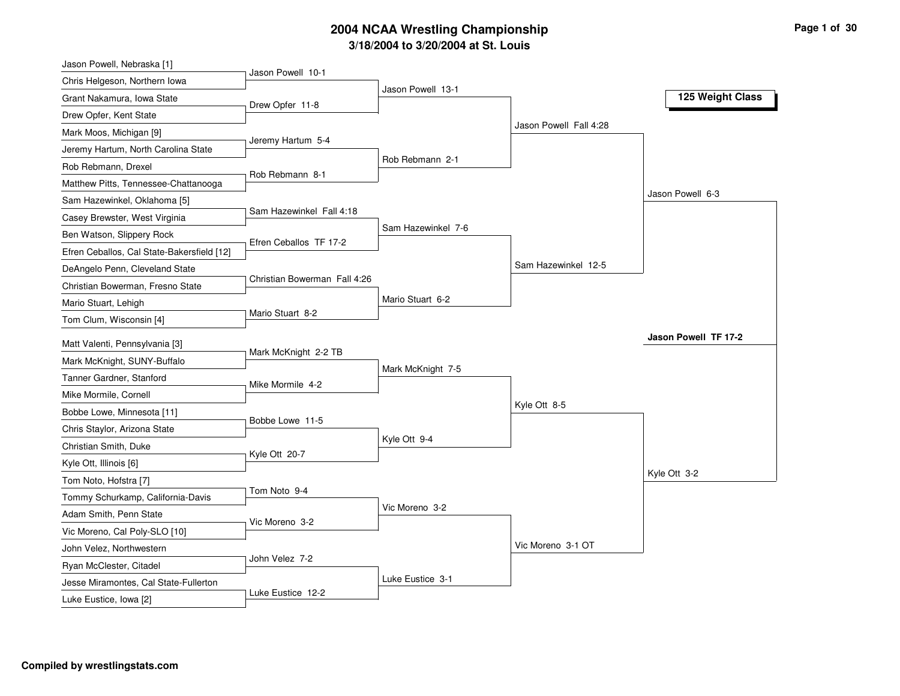# 2004 NCAA Wrestling Championship

## 3/18/2004 to 3/20/2004 at St. Louis

### 125 Weight Class

**First Round**

- Jason Powell, Nebraska [1] vs. Chris Helgeson, Northern Iowa — Jason Powell 10-1
- Grant Nakamura, Iowa State vs. Drew Opfer, Kent State — Drew Opfer 11-8
- Mark Moos, Michigan [9] vs. Jeremy Hartum, North Carolina State — Jeremy Hartum 5-4
- Rob Rebmann, Drexel vs. Matthew Pitts, Tennessee-Chattanooga — Rob Rebmann 8-1
- Sam Hazewinkel, Oklahoma [5] vs. Casey Brewster, West Virginia — Sam Hazewinkel Fall 4:18
- Ben Watson, Slippery Rock vs. Efren Ceballos, Cal State-Bakersfield [12] — Efren Ceballos TF 17-2
- DeAngelo Penn, Cleveland State vs. Christian Bowerman, Fresno State — Christian Bowerman Fall 4:26
- Mario Stuart, Lehigh vs. Tom Clum, Wisconsin [4] — Mario Stuart 8-2
- Matt Valenti, Pennsylvania [3] vs. Mark McKnight, SUNY-Buffalo — Mark McKnight 2-2 TB
- Tanner Gardner, Stanford vs. Mike Mormile, Cornell — Mike Mormile 4-2
- Bobbe Lowe, Minnesota [11] vs. Chris Staylor, Arizona State — Bobbe Lowe 11-5
- Christian Smith, Duke vs. Kyle Ott, Illinois [6] — Kyle Ott 20-7
- Tom Noto, Hofstra [7] vs. Tommy Schurkamp, California-Davis — Tom Noto 9-4
- Adam Smith, Penn State vs. Vic Moreno, Cal Poly-SLO [10] — Vic Moreno 3-2
- John Velez, Northwestern vs. Ryan McClester, Citadel — John Velez 7-2
- Jesse Miramontes, Cal State-Fullerton vs. Luke Eustice, Iowa [2] — Luke Eustice 12-2

**Second Round**

- Jason Powell 13-1
- Rob Rebmann 2-1
- Sam Hazewinkel 7-6
- Mario Stuart 6-2
- Mark McKnight 7-5
- Kyle Ott 9-4
- Vic Moreno 3-2
- Luke Eustice 3-1

**Quarterfinals**

- Jason Powell Fall 4:28
- Sam Hazewinkel 12-5
- Kyle Ott 8-5
- Vic Moreno 3-1 OT

**Semifinals**

- Jason Powell 6-3
- Kyle Ott 3-2

**Final**

- **Jason Powell TF 17-2**

Compiled by wrestlingstats.com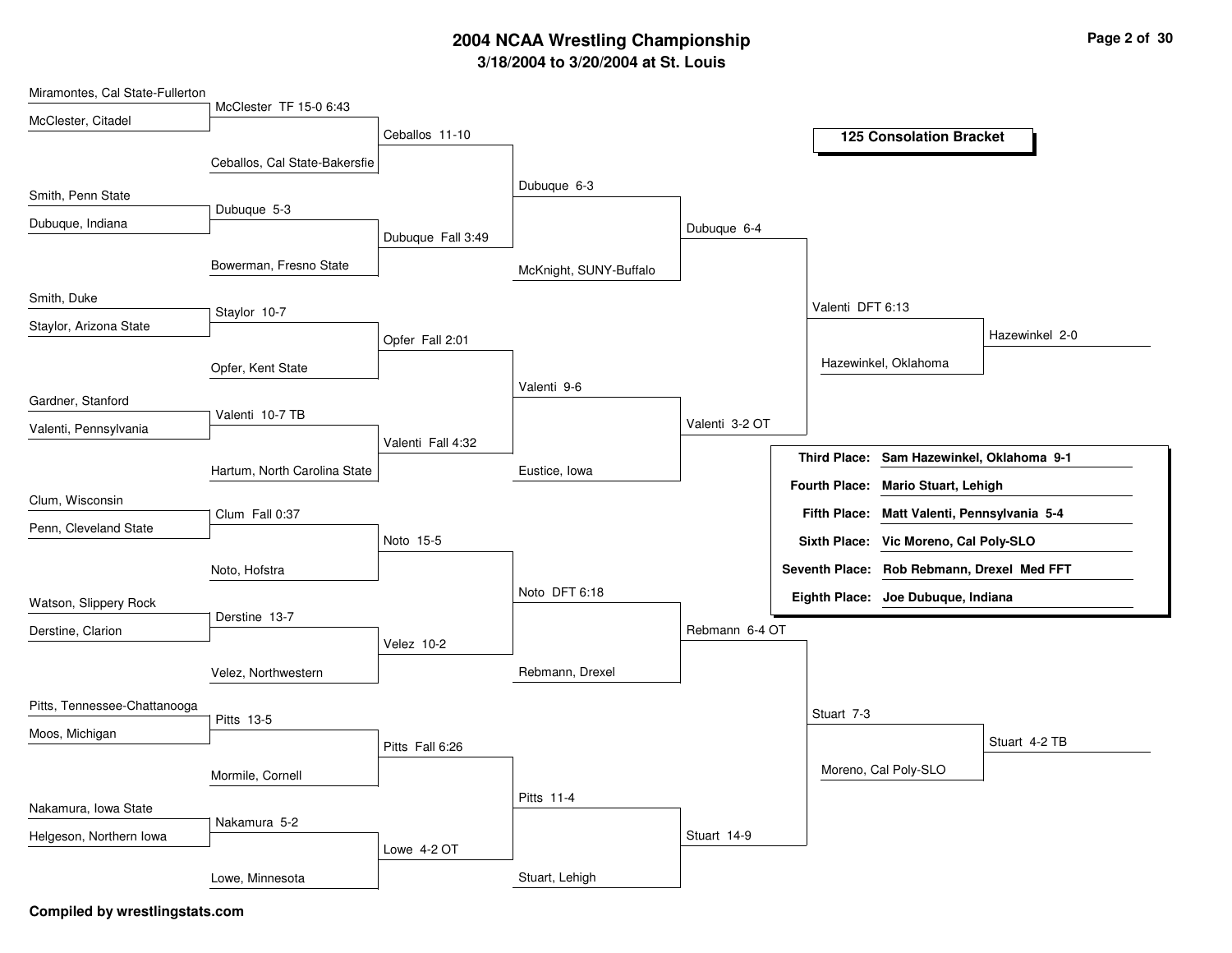# 2004 NCAA Wrestling Championship

## 3/18/2004 to 3/20/2004 at St. Louis

### 125 Consolation Bracket

| Round 1 | Round 1 Result | Round 2 | Round 3 | Round 4 | Round 5 | Final |
|---|---|---|---|---|---|---|
| Miramontes, Cal State-Fullerton | | | | | | |
| McClester, Citadel | McClester TF 15-0 6:43 | | | | | |
| | Ceballos, Cal State-Bakersfie | Ceballos 11-10 | | | | |
| Smith, Penn State | | | Dubuque 6-3 | | | |
| Dubuque, Indiana | Dubuque 5-3 | | | | | |
| | Bowerman, Fresno State | Dubuque Fall 3:49 | | | | |
| | | | McKnight, SUNY-Buffalo | Dubuque 6-4 | | |
| Smith, Duke | | | | | Valenti DFT 6:13 | |
| Staylor, Arizona State | Staylor 10-7 | | | | | |
| | Opfer, Kent State | Opfer Fall 2:01 | | | Hazewinkel, Oklahoma | Hazewinkel 2-0 |
| Gardner, Stanford | | | Valenti 9-6 | | | |
| Valenti, Pennsylvania | Valenti 10-7 TB | | | | | |
| | Hartum, North Carolina State | Valenti Fall 4:32 | | | | |
| | | | Eustice, Iowa | Valenti 3-2 OT | | |
| Clum, Wisconsin | | | | | | |
| Penn, Cleveland State | Clum Fall 0:37 | | | | | |
| | Noto, Hofstra | Noto 15-5 | | | | |
| Watson, Slippery Rock | | | Noto DFT 6:18 | | | |
| Derstine, Clarion | Derstine 13-7 | | | | | |
| | Velez, Northwestern | Velez 10-2 | | | | |
| | | | Rebmann, Drexel | Rebmann 6-4 OT | | |
| Pitts, Tennessee-Chattanooga | | | | | Stuart 7-3 | |
| Moos, Michigan | Pitts 13-5 | | | | | |
| | Mormile, Cornell | Pitts Fall 6:26 | | | Moreno, Cal Poly-SLO | Stuart 4-2 TB |
| Nakamura, Iowa State | | | Pitts 11-4 | | | |
| Helgeson, Northern Iowa | Nakamura 5-2 | | | | | |
| | Lowe, Minnesota | Lowe 4-2 OT | | | | |
| | | | Stuart, Lehigh | Stuart 14-9 | | |

| Place | Wrestler |
|---|---|
| Third Place: | Sam Hazewinkel, Oklahoma 9-1 |
| Fourth Place: | Mario Stuart, Lehigh |
| Fifth Place: | Matt Valenti, Pennsylvania 5-4 |
| Sixth Place: | Vic Moreno, Cal Poly-SLO |
| Seventh Place: | Rob Rebmann, Drexel Med FFT |
| Eighth Place: | Joe Dubuque, Indiana |

**Compiled by wrestlingstats.com**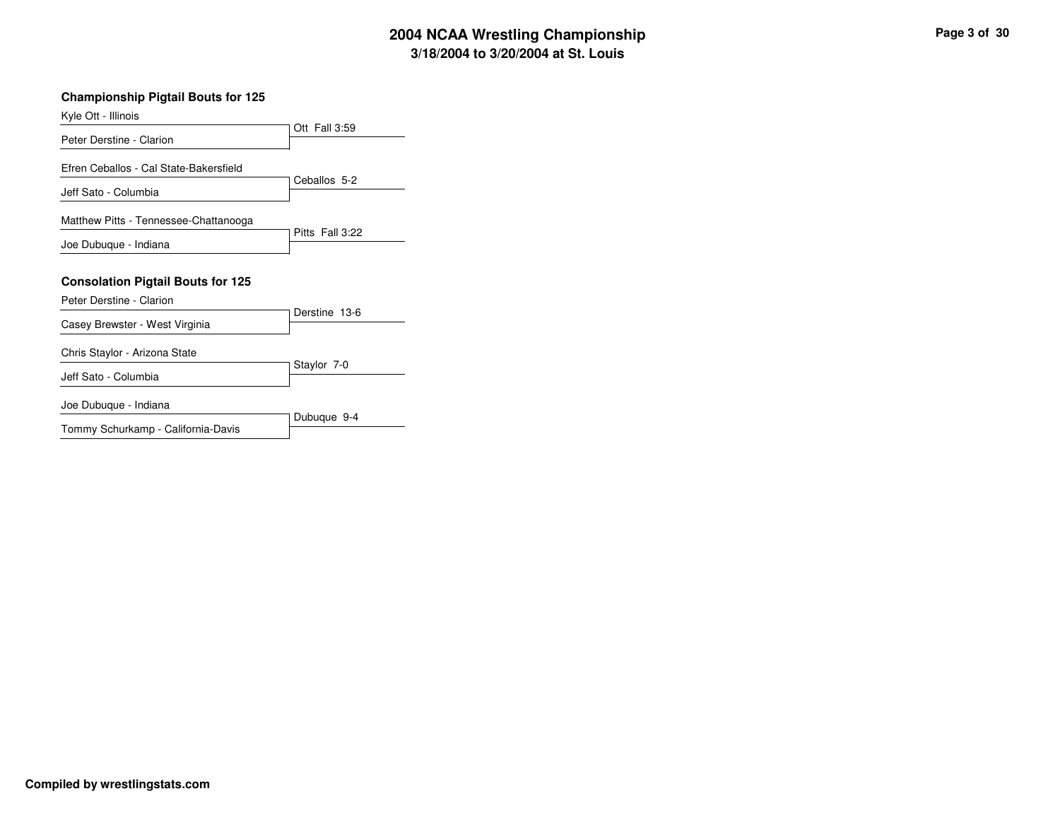# 2004 NCAA Wrestling Championship

**3/18/2004 to 3/20/2004 at St. Louis**

### Championship Pigtail Bouts for 125

| Wrestler 1 | Wrestler 2 | Result |
| --- | --- | --- |
| Kyle Ott - Illinois | Peter Derstine - Clarion | Ott Fall 3:59 |
| Efren Ceballos - Cal State-Bakersfield | Jeff Sato - Columbia | Ceballos 5-2 |
| Matthew Pitts - Tennessee-Chattanooga | Joe Dubuque - Indiana | Pitts Fall 3:22 |

### Consolation Pigtail Bouts for 125

| Wrestler 1 | Wrestler 2 | Result |
| --- | --- | --- |
| Peter Derstine - Clarion | Casey Brewster - West Virginia | Derstine 13-6 |
| Chris Staylor - Arizona State | Jeff Sato - Columbia | Staylor 7-0 |
| Joe Dubuque - Indiana | Tommy Schurkamp - California-Davis | Dubuque 9-4 |

**Compiled by wrestlingstats.com**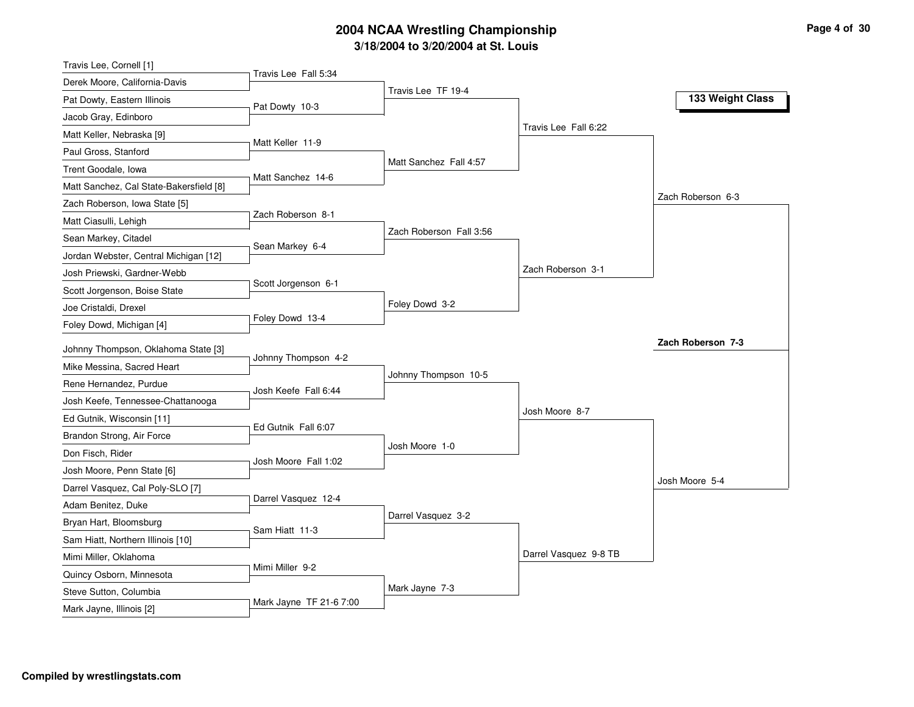# 2004 NCAA Wrestling Championship

**3/18/2004 to 3/20/2004 at St. Louis**

**133 Weight Class**

## First Round

| Wrestler 1 | Wrestler 2 | Result |
|---|---|---|
| Travis Lee, Cornell [1] | Derek Moore, California-Davis | Travis Lee Fall 5:34 |
| Pat Dowty, Eastern Illinois | Jacob Gray, Edinboro | Pat Dowty 10-3 |
| Matt Keller, Nebraska [9] | Paul Gross, Stanford | Matt Keller 11-9 |
| Trent Goodale, Iowa | Matt Sanchez, Cal State-Bakersfield [8] | Matt Sanchez 14-6 |
| Zach Roberson, Iowa State [5] | Matt Ciasulli, Lehigh | Zach Roberson 8-1 |
| Sean Markey, Citadel | Jordan Webster, Central Michigan [12] | Sean Markey 6-4 |
| Josh Priewski, Gardner-Webb | Scott Jorgenson, Boise State | Scott Jorgenson 6-1 |
| Joe Cristaldi, Drexel | Foley Dowd, Michigan [4] | Foley Dowd 13-4 |
| Johnny Thompson, Oklahoma State [3] | Mike Messina, Sacred Heart | Johnny Thompson 4-2 |
| Rene Hernandez, Purdue | Josh Keefe, Tennessee-Chattanooga | Josh Keefe Fall 6:44 |
| Ed Gutnik, Wisconsin [11] | Brandon Strong, Air Force | Ed Gutnik Fall 6:07 |
| Don Fisch, Rider | Josh Moore, Penn State [6] | Josh Moore Fall 1:02 |
| Darrel Vasquez, Cal Poly-SLO [7] | Adam Benitez, Duke | Darrel Vasquez 12-4 |
| Bryan Hart, Bloomsburg | Sam Hiatt, Northern Illinois [10] | Sam Hiatt 11-3 |
| Mimi Miller, Oklahoma | Quincy Osborn, Minnesota | Mimi Miller 9-2 |
| Steve Sutton, Columbia | Mark Jayne, Illinois [2] | Mark Jayne TF 21-6 7:00 |

## Second Round

- Travis Lee TF 19-4
- Matt Sanchez Fall 4:57
- Zach Roberson Fall 3:56
- Foley Dowd 3-2
- Johnny Thompson 10-5
- Josh Moore 1-0
- Darrel Vasquez 3-2
- Mark Jayne 7-3

## Quarterfinals

- Travis Lee Fall 6:22
- Zach Roberson 3-1
- Josh Moore 8-7
- Darrel Vasquez 9-8 TB

## Semifinals

- Zach Roberson 6-3
- Josh Moore 5-4

## Final

**Zach Roberson 7-3**

**Compiled by wrestlingstats.com**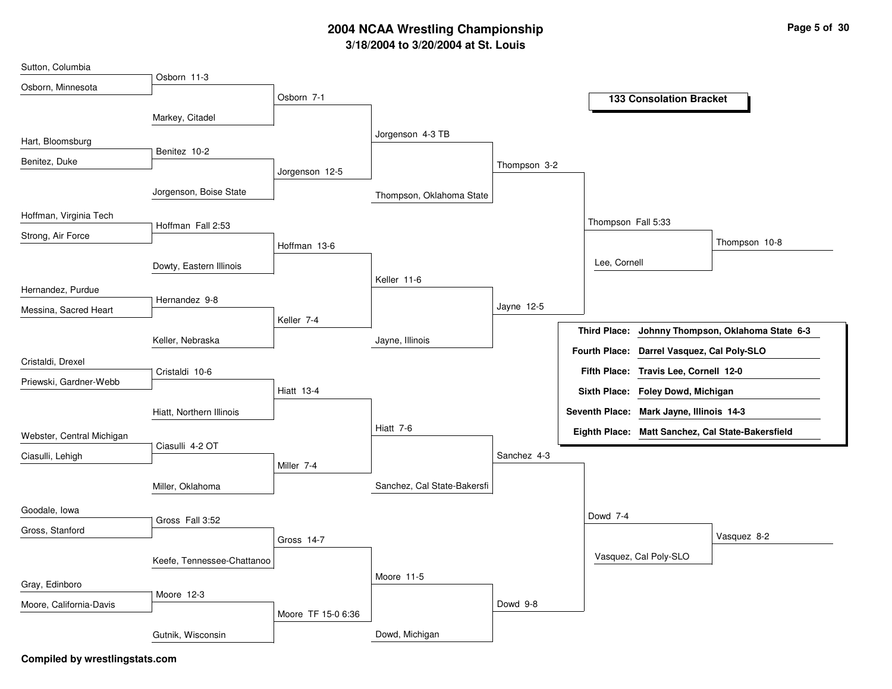# 2004 NCAA Wrestling Championship

## 3/18/2004 to 3/20/2004 at St. Louis

### 133 Consolation Bracket

| Round 1 | Result | Round 2 | Result | Round 3 | Result | Round 4 | Result | Round 5 | Result |
|---|---|---|---|---|---|---|---|---|---|
| Sutton, Columbia vs Osborn, Minnesota | Osborn 11-3 | Osborn vs Markey, Citadel | Osborn 7-1 | Osborn vs Jorgenson | Jorgenson 4-3 TB | Jorgenson vs Thompson, Oklahoma State | Thompson 3-2 | Thompson vs Jayne | Thompson Fall 5:33 |
| Hart, Bloomsburg vs Benitez, Duke | Benitez 10-2 | Benitez vs Jorgenson, Boise State | Jorgenson 12-5 | | | | | | |
| Hoffman, Virginia Tech vs Strong, Air Force | Hoffman Fall 2:53 | Hoffman vs Dowty, Eastern Illinois | Hoffman 13-6 | Hoffman vs Keller | Keller 11-6 | Keller vs Jayne, Illinois | Jayne 12-5 | | |
| Hernandez, Purdue vs Messina, Sacred Heart | Hernandez 9-8 | Hernandez vs Keller, Nebraska | Keller 7-4 | | | | | | |
| Cristaldi, Drexel vs Priewski, Gardner-Webb | Cristaldi 10-6 | Cristaldi vs Hiatt, Northern Illinois | Hiatt 13-4 | Hiatt vs Miller | Hiatt 7-6 | Hiatt vs Sanchez, Cal State-Bakersfi | Sanchez 4-3 | Sanchez vs Dowd | Dowd 7-4 |
| Webster, Central Michigan vs Ciasulli, Lehigh | Ciasulli 4-2 OT | Ciasulli vs Miller, Oklahoma | Miller 7-4 | | | | | | |
| Goodale, Iowa vs Gross, Stanford | Gross Fall 3:52 | Gross vs Keefe, Tennessee-Chattanoo | Gross 14-7 | Gross vs Moore | Moore 11-5 | Moore vs Dowd, Michigan | Dowd 9-8 | | |
| Gray, Edinboro vs Moore, California-Davis | Moore 12-3 | Moore vs Gutnik, Wisconsin | Moore TF 15-0 6:36 | | | | | | |

| Semifinal | Result |
|---|---|
| Thompson vs Lee, Cornell | Thompson 10-8 |
| Dowd vs Vasquez, Cal Poly-SLO | Vasquez 8-2 |

| Place | Result |
|---|---|
| Third Place: | Johnny Thompson, Oklahoma State 6-3 |
| Fourth Place: | Darrel Vasquez, Cal Poly-SLO |
| Fifth Place: | Travis Lee, Cornell 12-0 |
| Sixth Place: | Foley Dowd, Michigan |
| Seventh Place: | Mark Jayne, Illinois 14-3 |
| Eighth Place: | Matt Sanchez, Cal State-Bakersfield |

Compiled by wrestlingstats.com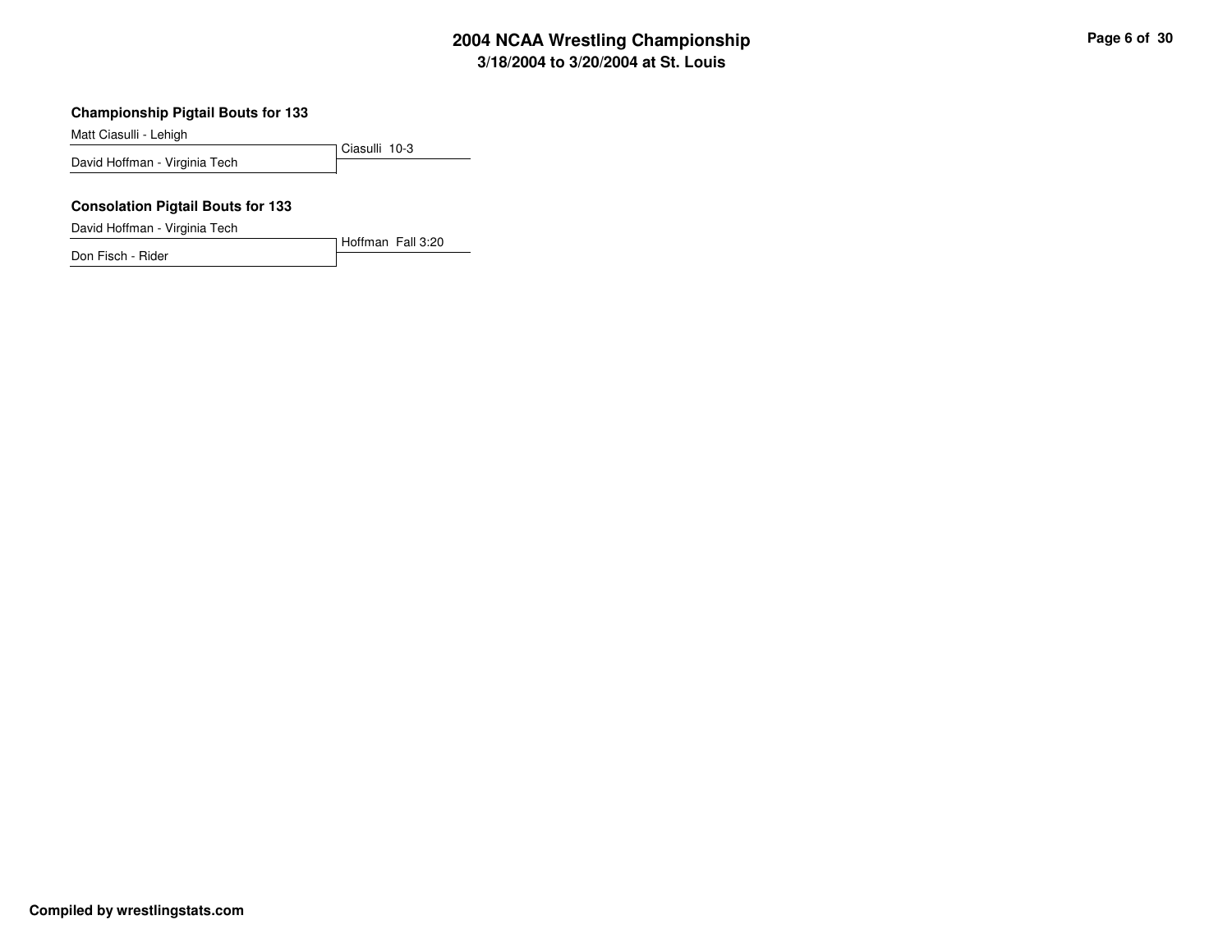### Championship Pigtail Bouts for 133

| Wrestler | Result |
| --- | --- |
| Matt Ciasulli - Lehigh | Ciasulli 10-3 |
| David Hoffman - Virginia Tech | |

### Consolation Pigtail Bouts for 133

| Wrestler | Result |
| --- | --- |
| David Hoffman - Virginia Tech | Hoffman Fall 3:20 |
| Don Fisch - Rider | |

**Compiled by wrestlingstats.com**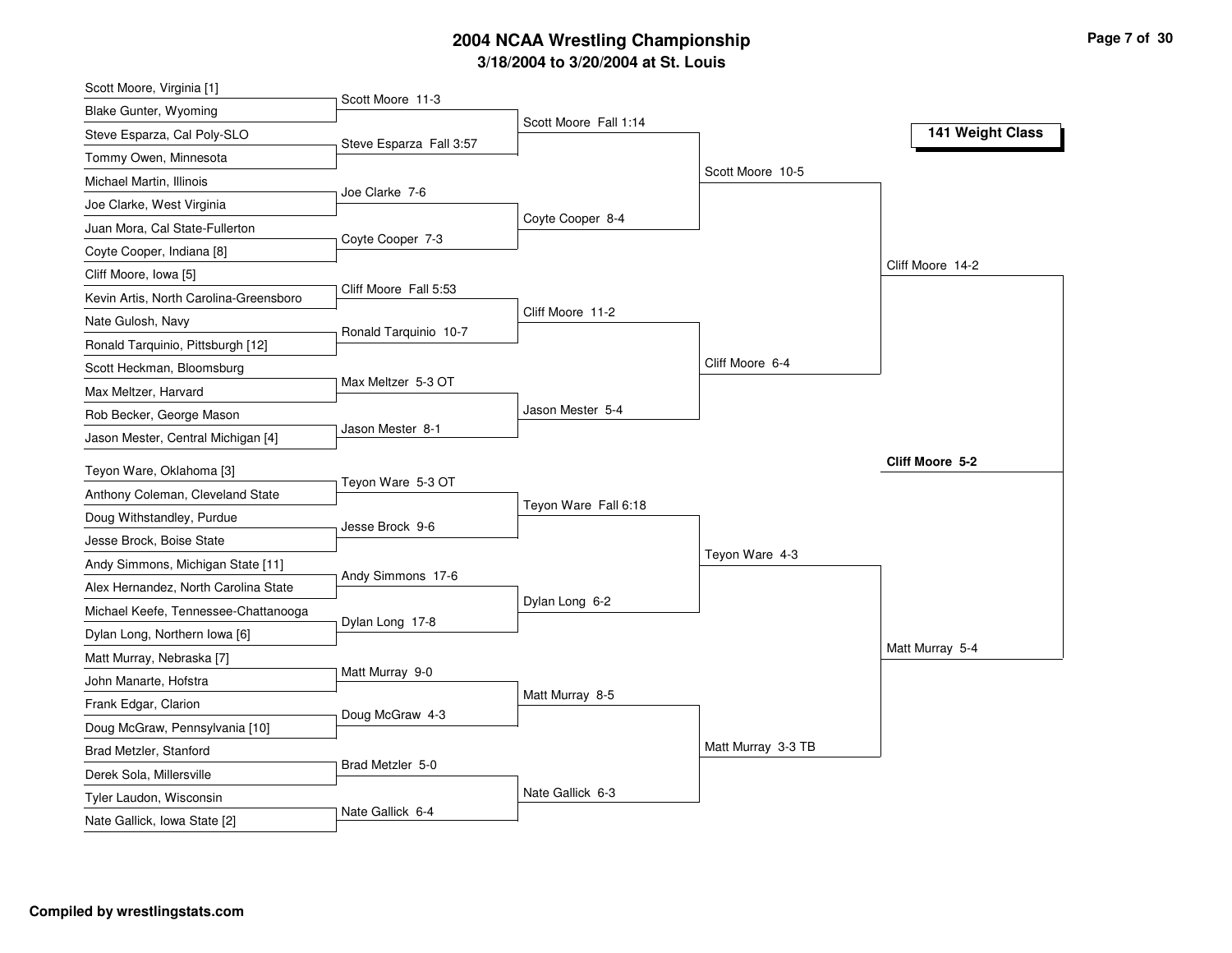# 2004 NCAA Wrestling Championship

## 3/18/2004 to 3/20/2004 at St. Louis

### 141 Weight Class

| First Round | Second Round | Quarterfinals | Semifinals | Final |
| --- | --- | --- | --- | --- |
| Scott Moore, Virginia [1] vs Blake Gunter, Wyoming — Scott Moore 11-3 | | | | |
| Steve Esparza, Cal Poly-SLO vs Tommy Owen, Minnesota — Steve Esparza Fall 3:57 | Scott Moore Fall 1:14 | | | |
| Michael Martin, Illinois vs Joe Clarke, West Virginia — Joe Clarke 7-6 | | Scott Moore 10-5 | | |
| Juan Mora, Cal State-Fullerton vs Coyte Cooper, Indiana [8] — Coyte Cooper 7-3 | Coyte Cooper 8-4 | | | |
| Cliff Moore, Iowa [5] vs Kevin Artis, North Carolina-Greensboro — Cliff Moore Fall 5:53 | | | Cliff Moore 14-2 | |
| Nate Gulosh, Navy vs Ronald Tarquinio, Pittsburgh [12] — Ronald Tarquinio 10-7 | Cliff Moore 11-2 | | | |
| Scott Heckman, Bloomsburg vs Max Meltzer, Harvard — Max Meltzer 5-3 OT | | Cliff Moore 6-4 | | |
| Rob Becker, George Mason vs Jason Mester, Central Michigan [4] — Jason Mester 8-1 | Jason Mester 5-4 | | | |
| | | | | **Cliff Moore 5-2** |
| Teyon Ware, Oklahoma [3] vs Anthony Coleman, Cleveland State — Teyon Ware 5-3 OT | | | | |
| Doug Withstandley, Purdue vs Jesse Brock, Boise State — Jesse Brock 9-6 | Teyon Ware Fall 6:18 | | | |
| Andy Simmons, Michigan State [11] vs Alex Hernandez, North Carolina State — Andy Simmons 17-6 | | Teyon Ware 4-3 | | |
| Michael Keefe, Tennessee-Chattanooga vs Dylan Long, Northern Iowa [6] — Dylan Long 17-8 | Dylan Long 6-2 | | | |
| Matt Murray, Nebraska [7] vs John Manarte, Hofstra — Matt Murray 9-0 | | | Matt Murray 5-4 | |
| Frank Edgar, Clarion vs Doug McGraw, Pennsylvania [10] — Doug McGraw 4-3 | Matt Murray 8-5 | | | |
| Brad Metzler, Stanford vs Derek Sola, Millersville — Brad Metzler 5-0 | | Matt Murray 3-3 TB | | |
| Tyler Laudon, Wisconsin vs Nate Gallick, Iowa State [2] — Nate Gallick 6-4 | Nate Gallick 6-3 | | | |

Compiled by wrestlingstats.com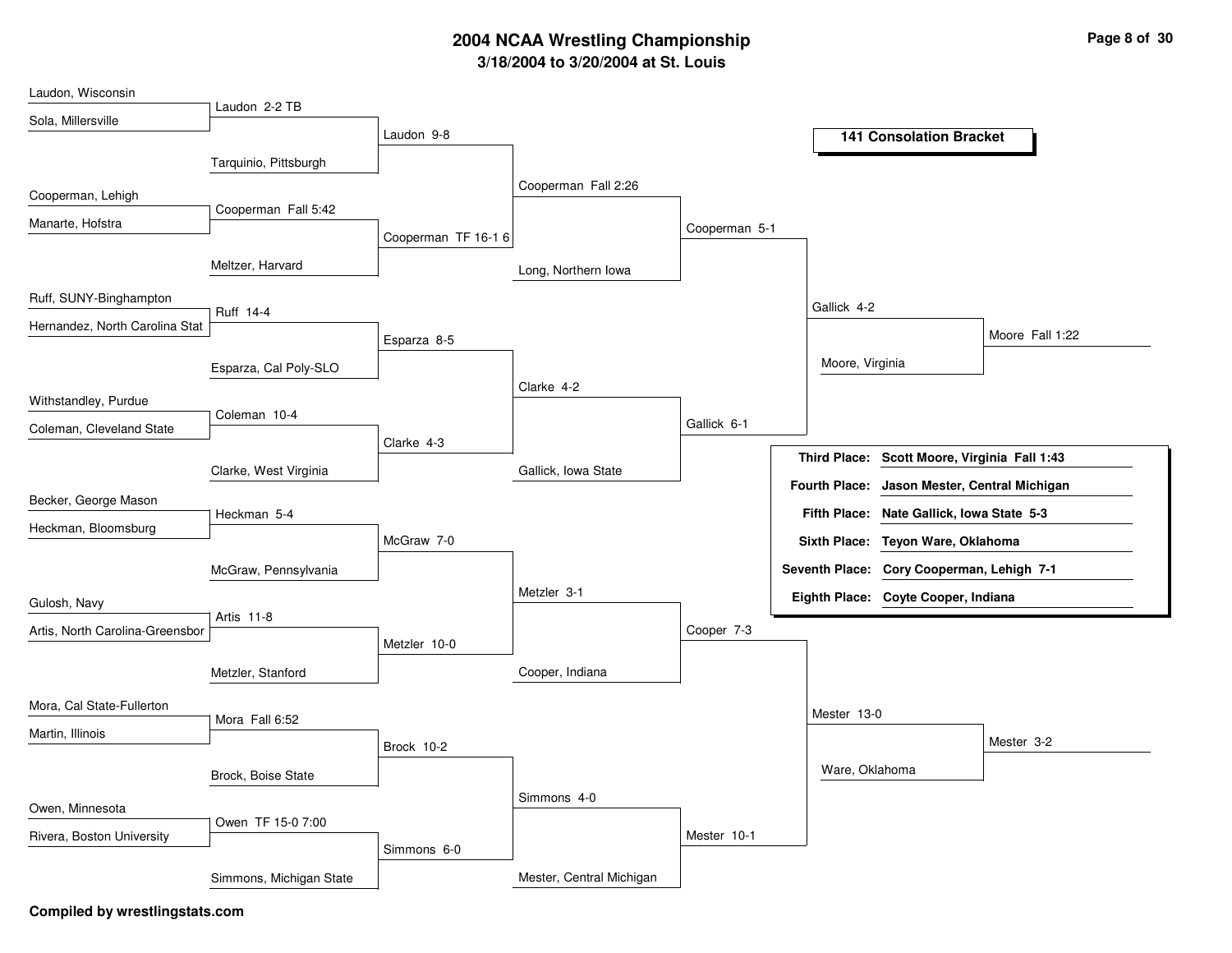# 2004 NCAA Wrestling Championship

## 3/18/2004 to 3/20/2004 at St. Louis

### 141 Consolation Bracket

**Round 1**

- Laudon, Wisconsin vs Sola, Millersville — Laudon 2-2 TB
- Cooperman, Lehigh vs Manarte, Hofstra — Cooperman Fall 5:42
- Ruff, SUNY-Binghampton vs Hernandez, North Carolina Stat — Ruff 14-4
- Withstandley, Purdue vs Coleman, Cleveland State — Coleman 10-4
- Becker, George Mason vs Heckman, Bloomsburg — Heckman 5-4
- Gulosh, Navy vs Artis, North Carolina-Greensbor — Artis 11-8
- Mora, Cal State-Fullerton vs Martin, Illinois — Mora Fall 6:52
- Owen, Minnesota vs Rivera, Boston University — Owen TF 15-0 7:00

**Round 2**

- Laudon vs Tarquinio, Pittsburgh — Laudon 9-8
- Cooperman vs Meltzer, Harvard — Cooperman TF 16-1 6
- Ruff vs Esparza, Cal Poly-SLO — Esparza 8-5
- Coleman vs Clarke, West Virginia — Clarke 4-3
- Heckman vs McGraw, Pennsylvania — McGraw 7-0
- Artis vs Metzler, Stanford — Metzler 10-0
- Mora vs Brock, Boise State — Brock 10-2
- Owen vs Simmons, Michigan State — Simmons 6-0

**Round 3**

- Laudon vs Cooperman — Cooperman Fall 2:26
- Esparza vs Clarke — Clarke 4-2
- McGraw vs Metzler — Metzler 3-1
- Brock vs Simmons — Simmons 4-0

**Round 4**

- Cooperman vs Long, Northern Iowa — Cooperman 5-1
- Clarke vs Gallick, Iowa State — Gallick 6-1
- Metzler vs Cooper, Indiana — Cooper 7-3
- Simmons vs Mester, Central Michigan — Mester 10-1

**Round 5**

- Cooperman vs Gallick — Gallick 4-2
- Cooper vs Mester — Mester 13-0

**Round 6**

- Gallick vs Moore, Virginia — Moore Fall 1:22
- Mester vs Ware, Oklahoma — Mester 3-2

| Place | Result |
|---|---|
| Third Place: | Scott Moore, Virginia Fall 1:43 |
| Fourth Place: | Jason Mester, Central Michigan |
| Fifth Place: | Nate Gallick, Iowa State 5-3 |
| Sixth Place: | Teyon Ware, Oklahoma |
| Seventh Place: | Cory Cooperman, Lehigh 7-1 |
| Eighth Place: | Coyte Cooper, Indiana |

**Compiled by wrestlingstats.com**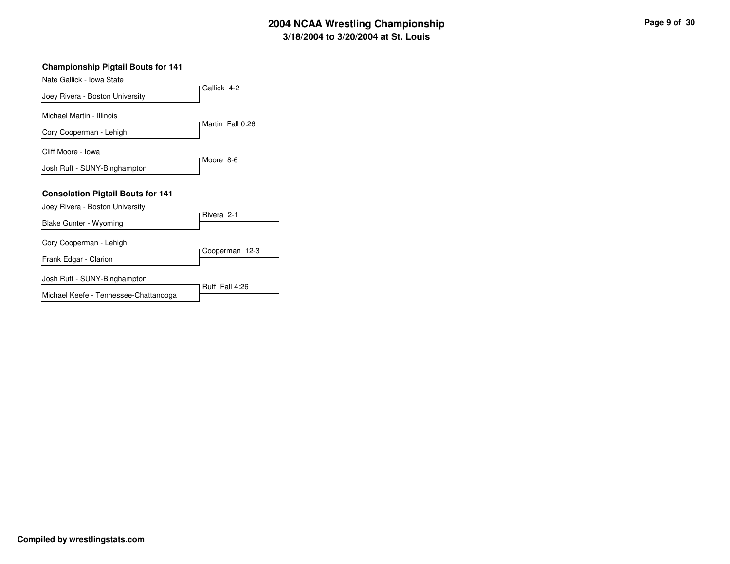## Championship Pigtail Bouts for 141

| Wrestlers | Result |
|---|---|
| Nate Gallick - Iowa State<br>Joey Rivera - Boston University | Gallick 4-2 |
| Michael Martin - Illinois<br>Cory Cooperman - Lehigh | Martin Fall 0:26 |
| Cliff Moore - Iowa<br>Josh Ruff - SUNY-Binghampton | Moore 8-6 |

## Consolation Pigtail Bouts for 141

| Wrestlers | Result |
|---|---|
| Joey Rivera - Boston University<br>Blake Gunter - Wyoming | Rivera 2-1 |
| Cory Cooperman - Lehigh<br>Frank Edgar - Clarion | Cooperman 12-3 |
| Josh Ruff - SUNY-Binghampton<br>Michael Keefe - Tennessee-Chattanooga | Ruff Fall 4:26 |

**Compiled by wrestlingstats.com**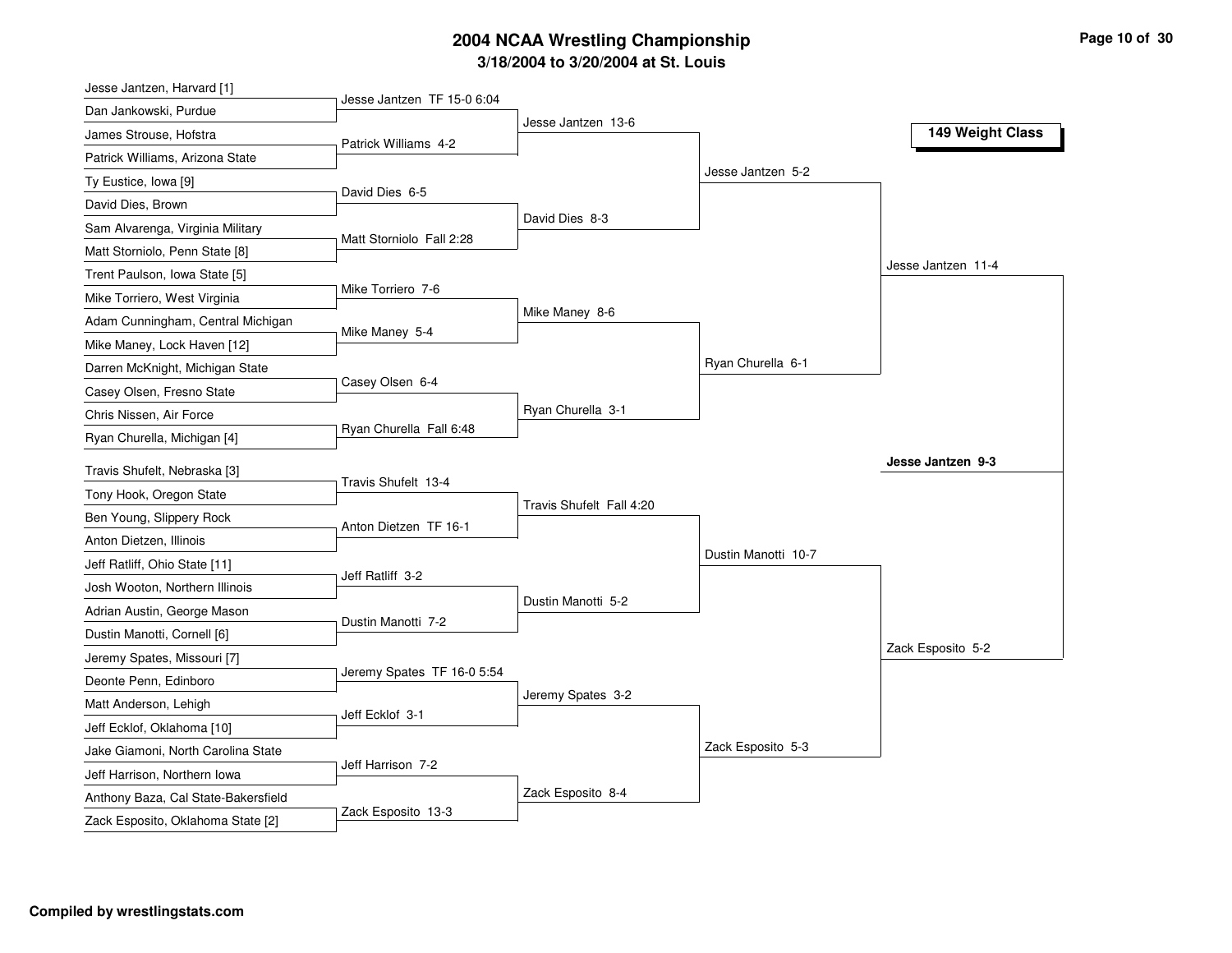# 2004 NCAA Wrestling Championship

## 3/18/2004 to 3/20/2004 at St. Louis

### 149 Weight Class

**First Round**

- Jesse Jantzen, Harvard [1] vs. Dan Jankowski, Purdue — Jesse Jantzen TF 15-0 6:04
- James Strouse, Hofstra vs. Patrick Williams, Arizona State — Patrick Williams 4-2
- Ty Eustice, Iowa [9] vs. David Dies, Brown — David Dies 6-5
- Sam Alvarenga, Virginia Military vs. Matt Storniolo, Penn State [8] — Matt Storniolo Fall 2:28
- Trent Paulson, Iowa State [5] vs. Mike Torriero, West Virginia — Mike Torriero 7-6
- Adam Cunningham, Central Michigan vs. Mike Maney, Lock Haven [12] — Mike Maney 5-4
- Darren McKnight, Michigan State vs. Casey Olsen, Fresno State — Casey Olsen 6-4
- Chris Nissen, Air Force vs. Ryan Churella, Michigan [4] — Ryan Churella Fall 6:48
- Travis Shufelt, Nebraska [3] vs. Tony Hook, Oregon State — Travis Shufelt 13-4
- Ben Young, Slippery Rock vs. Anton Dietzen, Illinois — Anton Dietzen TF 16-1
- Jeff Ratliff, Ohio State [11] vs. Josh Wooton, Northern Illinois — Jeff Ratliff 3-2
- Adrian Austin, George Mason vs. Dustin Manotti, Cornell [6] — Dustin Manotti 7-2
- Jeremy Spates, Missouri [7] vs. Deonte Penn, Edinboro — Jeremy Spates TF 16-0 5:54
- Matt Anderson, Lehigh vs. Jeff Ecklof, Oklahoma [10] — Jeff Ecklof 3-1
- Jake Giamoni, North Carolina State vs. Jeff Harrison, Northern Iowa — Jeff Harrison 7-2
- Anthony Baza, Cal State-Bakersfield vs. Zack Esposito, Oklahoma State [2] — Zack Esposito 13-3

**Second Round**

- Jesse Jantzen 13-6
- David Dies 8-3
- Mike Maney 8-6
- Ryan Churella 3-1
- Travis Shufelt Fall 4:20
- Dustin Manotti 5-2
- Jeremy Spates 3-2
- Zack Esposito 8-4

**Quarterfinals**

- Jesse Jantzen 5-2
- Ryan Churella 6-1
- Dustin Manotti 10-7
- Zack Esposito 5-3

**Semifinals**

- Jesse Jantzen 11-4
- Zack Esposito 5-2

**Final**

- **Jesse Jantzen 9-3**

Compiled by wrestlingstats.com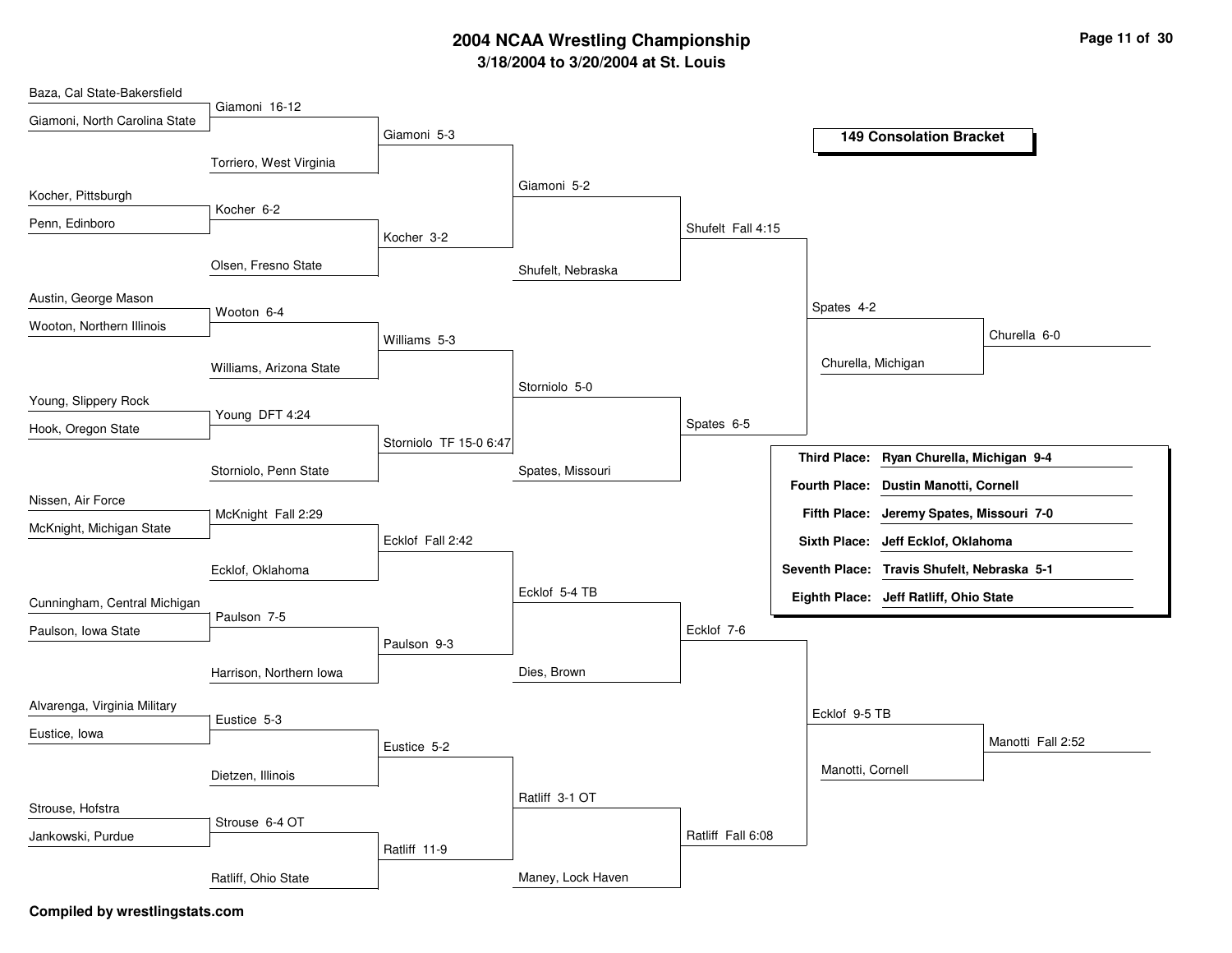# 2004 NCAA Wrestling Championship

## 3/18/2004 to 3/20/2004 at St. Louis

### 149 Consolation Bracket

| Round 1 | Round 2 | Round 3 | Round 4 | Round 5 | Round 6 | Result |
|---|---|---|---|---|---|---|
| Baza, Cal State-Bakersfield | | | | | | |
| Giamoni, North Carolina State | Giamoni 16-12 | | | | | |
| | Torriero, West Virginia | Giamoni 5-3 | | | | |
| Kocher, Pittsburgh | | | Giamoni 5-2 | | | |
| Penn, Edinboro | Kocher 6-2 | | | | | |
| | Olsen, Fresno State | Kocher 3-2 | | Shufelt Fall 4:15 | | |
| | | | Shufelt, Nebraska | | | |
| Austin, George Mason | | | | | Spates 4-2 | |
| Wooton, Northern Illinois | Wooton 6-4 | | | | | |
| | Williams, Arizona State | Williams 5-3 | | | | Churella 6-0 |
| | | | | | Churella, Michigan | |
| Young, Slippery Rock | | | Storniolo 5-0 | | | |
| Hook, Oregon State | Young DFT 4:24 | | | | | |
| | Storniolo, Penn State | Storniolo TF 15-0 6:47 | | Spates 6-5 | | |
| | | | Spates, Missouri | | | |
| Nissen, Air Force | | | | | | |
| McKnight, Michigan State | McKnight Fall 2:29 | | | | | |
| | Ecklof, Oklahoma | Ecklof Fall 2:42 | | | | |
| Cunningham, Central Michigan | | | Ecklof 5-4 TB | | | |
| Paulson, Iowa State | Paulson 7-5 | | | | | |
| | Harrison, Northern Iowa | Paulson 9-3 | | Ecklof 7-6 | | |
| | | | Dies, Brown | | | |
| Alvarenga, Virginia Military | | | | | Ecklof 9-5 TB | |
| Eustice, Iowa | Eustice 5-3 | | | | | |
| | Dietzen, Illinois | Eustice 5-2 | | | | Manotti Fall 2:52 |
| | | | | | Manotti, Cornell | |
| Strouse, Hofstra | | | Ratliff 3-1 OT | | | |
| Jankowski, Purdue | Strouse 6-4 OT | | | | | |
| | Ratliff, Ohio State | Ratliff 11-9 | | Ratliff Fall 6:08 | | |
| | | | Maney, Lock Haven | | | |

| Place | Wrestler |
|---|---|
| **Third Place:** | **Ryan Churella, Michigan 9-4** |
| **Fourth Place:** | **Dustin Manotti, Cornell** |
| **Fifth Place:** | **Jeremy Spates, Missouri 7-0** |
| **Sixth Place:** | **Jeff Ecklof, Oklahoma** |
| **Seventh Place:** | **Travis Shufelt, Nebraska 5-1** |
| **Eighth Place:** | **Jeff Ratliff, Ohio State** |

**Compiled by wrestlingstats.com**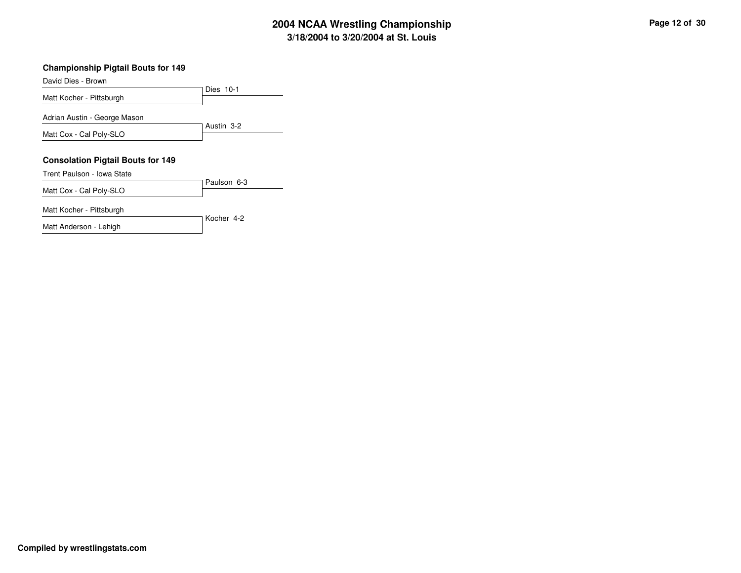# 2004 NCAA Wrestling Championship

## 3/18/2004 to 3/20/2004 at St. Louis

### Championship Pigtail Bouts for 149

| Wrestler | Result |
|---|---|
| David Dies - Brown | Dies 10-1 |
| Matt Kocher - Pittsburgh | |
| Adrian Austin - George Mason | Austin 3-2 |
| Matt Cox - Cal Poly-SLO | |

### Consolation Pigtail Bouts for 149

| Wrestler | Result |
|---|---|
| Trent Paulson - Iowa State | Paulson 6-3 |
| Matt Cox - Cal Poly-SLO | |
| Matt Kocher - Pittsburgh | Kocher 4-2 |
| Matt Anderson - Lehigh | |

**Compiled by wrestlingstats.com**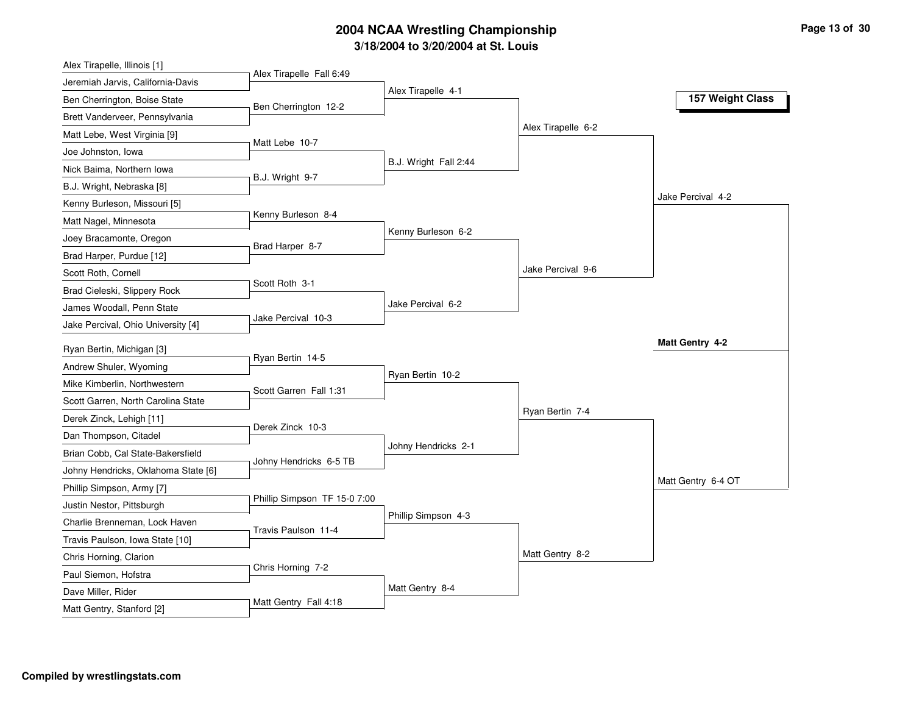# 2004 NCAA Wrestling Championship

## 3/18/2004 to 3/20/2004 at St. Louis

### 157 Weight Class

**First Round**

- Alex Tirapelle, Illinois [1] vs. Jeremiah Jarvis, California-Davis — Alex Tirapelle Fall 6:49
- Ben Cherrington, Boise State vs. Brett Vanderveer, Pennsylvania — Ben Cherrington 12-2
- Matt Lebe, West Virginia [9] vs. Joe Johnston, Iowa — Matt Lebe 10-7
- Nick Baima, Northern Iowa vs. B.J. Wright, Nebraska [8] — B.J. Wright 9-7
- Kenny Burleson, Missouri [5] vs. Matt Nagel, Minnesota — Kenny Burleson 8-4
- Joey Bracamonte, Oregon vs. Brad Harper, Purdue [12] — Brad Harper 8-7
- Scott Roth, Cornell vs. Brad Cieleski, Slippery Rock — Scott Roth 3-1
- James Woodall, Penn State vs. Jake Percival, Ohio University [4] — Jake Percival 10-3
- Ryan Bertin, Michigan [3] vs. Andrew Shuler, Wyoming — Ryan Bertin 14-5
- Mike Kimberlin, Northwestern vs. Scott Garren, North Carolina State — Scott Garren Fall 1:31
- Derek Zinck, Lehigh [11] vs. Dan Thompson, Citadel — Derek Zinck 10-3
- Brian Cobb, Cal State-Bakersfield vs. Johny Hendricks, Oklahoma State [6] — Johny Hendricks 6-5 TB
- Phillip Simpson, Army [7] vs. Justin Nestor, Pittsburgh — Phillip Simpson TF 15-0 7:00
- Charlie Brenneman, Lock Haven vs. Travis Paulson, Iowa State [10] — Travis Paulson 11-4
- Chris Horning, Clarion vs. Paul Siemon, Hofstra — Chris Horning 7-2
- Dave Miller, Rider vs. Matt Gentry, Stanford [2] — Matt Gentry Fall 4:18

**Second Round**

- Alex Tirapelle 4-1
- B.J. Wright Fall 2:44
- Kenny Burleson 6-2
- Jake Percival 6-2
- Ryan Bertin 10-2
- Johny Hendricks 2-1
- Phillip Simpson 4-3
- Matt Gentry 8-4

**Quarterfinals**

- Alex Tirapelle 6-2
- Jake Percival 9-6
- Ryan Bertin 7-4
- Matt Gentry 8-2

**Semifinals**

- Jake Percival 4-2
- Matt Gentry 6-4 OT

**Champion**

**Matt Gentry 4-2**

Compiled by wrestlingstats.com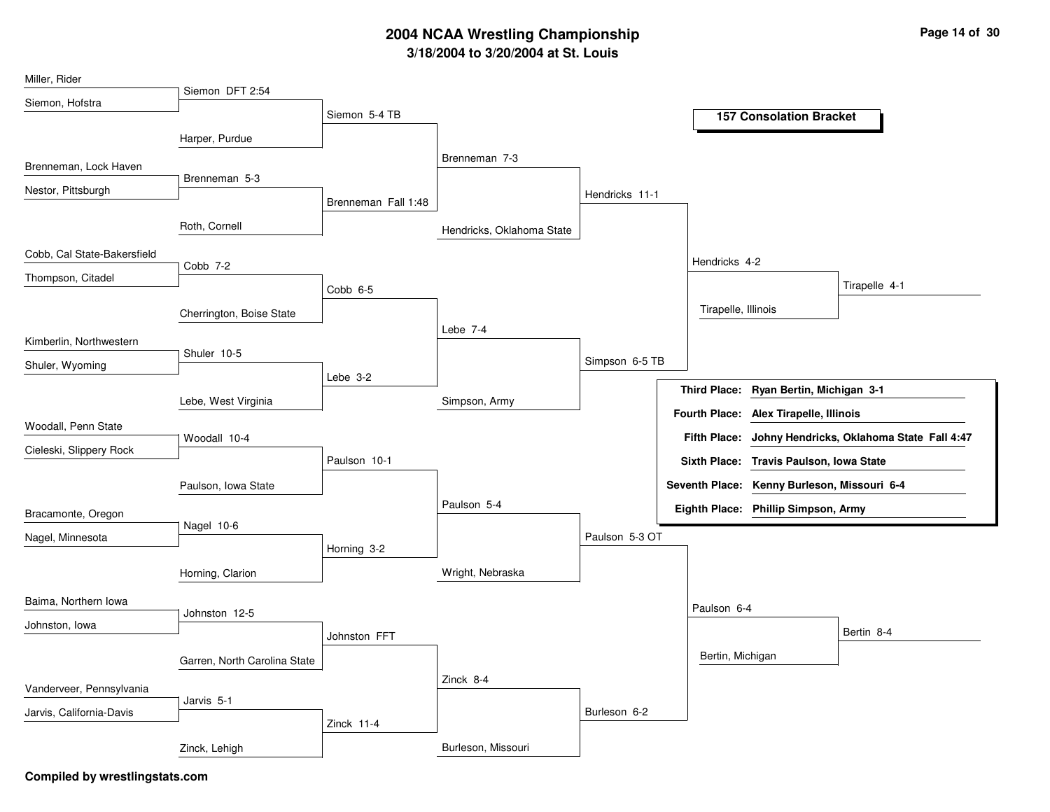# 2004 NCAA Wrestling Championship

## 3/18/2004 to 3/20/2004 at St. Louis

### 157 Consolation Bracket

**Round 1**

| Wrestler 1 | Wrestler 2 | Result |
|---|---|---|
| Miller, Rider | Siemon, Hofstra | Siemon DFT 2:54 |
| Brenneman, Lock Haven | Nestor, Pittsburgh | Brenneman 5-3 |
| Cobb, Cal State-Bakersfield | Thompson, Citadel | Cobb 7-2 |
| Kimberlin, Northwestern | Shuler, Wyoming | Shuler 10-5 |
| Woodall, Penn State | Cieleski, Slippery Rock | Woodall 10-4 |
| Bracamonte, Oregon | Nagel, Minnesota | Nagel 10-6 |
| Baima, Northern Iowa | Johnston, Iowa | Johnston 12-5 |
| Vanderveer, Pennsylvania | Jarvis, California-Davis | Jarvis 5-1 |

**Round 2**

| Wrestler 1 | Wrestler 2 | Result |
|---|---|---|
| Siemon | Harper, Purdue | Siemon 5-4 TB |
| Brenneman | Roth, Cornell | Brenneman Fall 1:48 |
| Cobb | Cherrington, Boise State | Cobb 6-5 |
| Shuler | Lebe, West Virginia | Lebe 3-2 |
| Woodall | Paulson, Iowa State | Paulson 10-1 |
| Nagel | Horning, Clarion | Horning 3-2 |
| Johnston | Garren, North Carolina State | Johnston FFT |
| Jarvis | Zinck, Lehigh | Zinck 11-4 |

**Round 3**

| Wrestler 1 | Wrestler 2 | Result |
|---|---|---|
| Siemon | Brenneman | Brenneman 7-3 |
| Cobb | Lebe | Lebe 7-4 |
| Paulson | Horning | Paulson 5-4 |
| Johnston | Zinck | Zinck 8-4 |

**Round 4**

| Wrestler 1 | Wrestler 2 | Result |
|---|---|---|
| Brenneman | Hendricks, Oklahoma State | Hendricks 11-1 |
| Lebe | Simpson, Army | Simpson 6-5 TB |
| Paulson | Wright, Nebraska | Paulson 5-3 OT |
| Zinck | Burleson, Missouri | Burleson 6-2 |

**Round 5**

| Wrestler 1 | Wrestler 2 | Result |
|---|---|---|
| Hendricks | Simpson | Hendricks 4-2 |
| Paulson | Burleson | Paulson 6-4 |

**Consolation Semifinals**

| Wrestler 1 | Wrestler 2 | Result |
|---|---|---|
| Hendricks | Tirapelle, Illinois | Tirapelle 4-1 |
| Paulson | Bertin, Michigan | Bertin 8-4 |

**Final Placings**

| Place | Wrestler |
|---|---|
| Third Place: | **Ryan Bertin, Michigan 3-1** |
| Fourth Place: | **Alex Tirapelle, Illinois** |
| Fifth Place: | **Johny Hendricks, Oklahoma State Fall 4:47** |
| Sixth Place: | **Travis Paulson, Iowa State** |
| Seventh Place: | **Kenny Burleson, Missouri 6-4** |
| Eighth Place: | **Phillip Simpson, Army** |

**Compiled by wrestlingstats.com**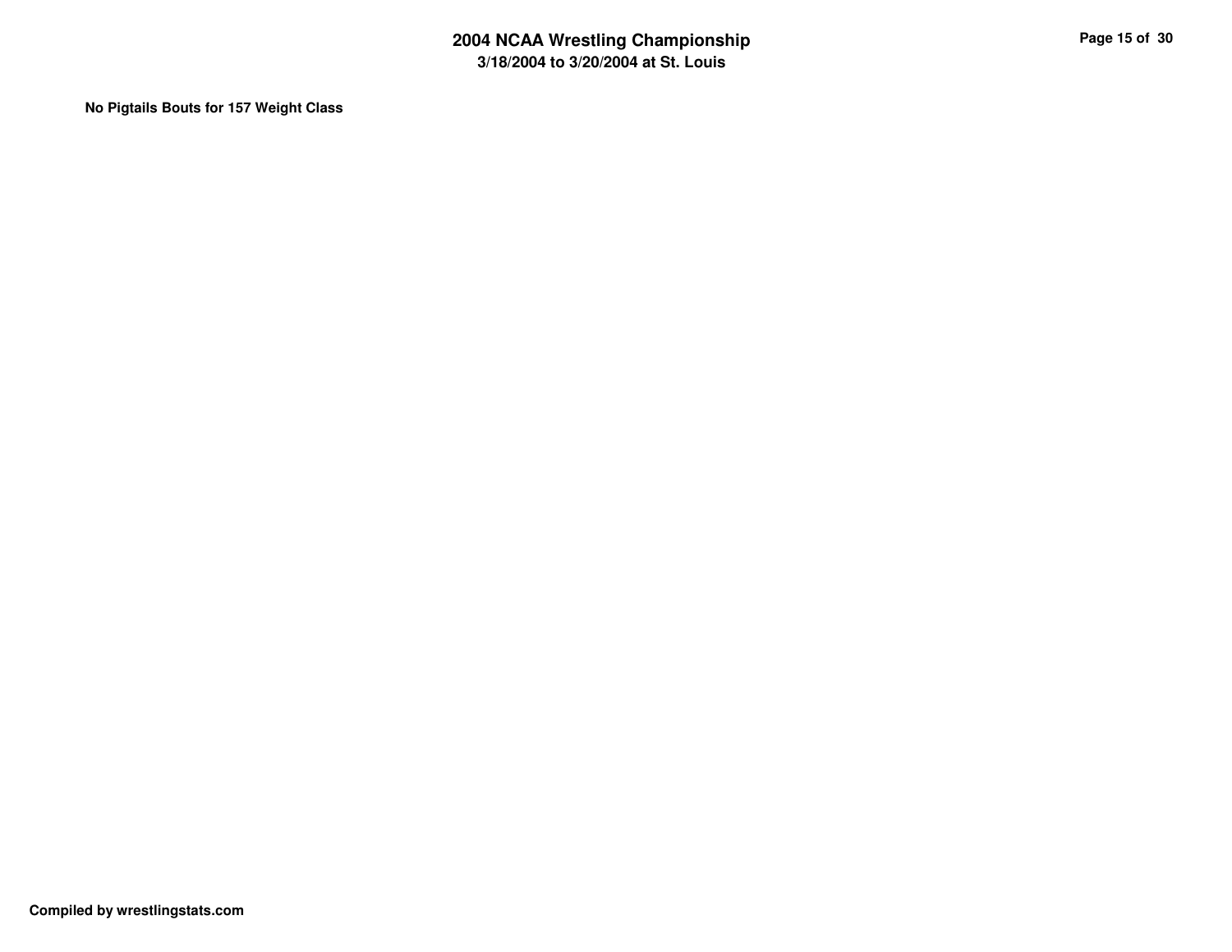**No Pigtails Bouts for 157 Weight Class**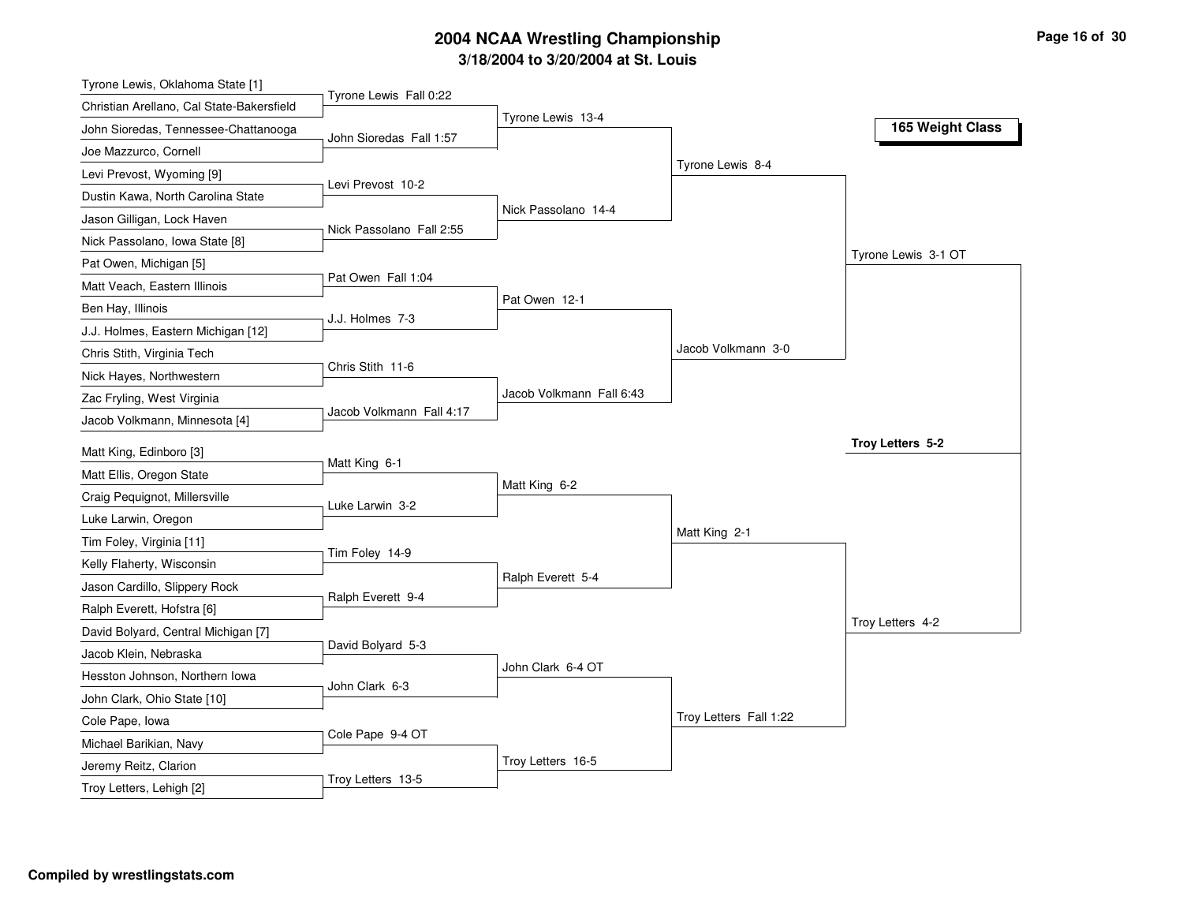# 2004 NCAA Wrestling Championship

## 3/18/2004 to 3/20/2004 at St. Louis

### 165 Weight Class

**First Round**

- Tyrone Lewis, Oklahoma State [1] vs. Christian Arellano, Cal State-Bakersfield — Tyrone Lewis Fall 0:22
- John Sioredas, Tennessee-Chattanooga vs. Joe Mazzurco, Cornell — John Sioredas Fall 1:57
- Levi Prevost, Wyoming [9] vs. Dustin Kawa, North Carolina State — Levi Prevost 10-2
- Jason Gilligan, Lock Haven vs. Nick Passolano, Iowa State [8] — Nick Passolano Fall 2:55
- Pat Owen, Michigan [5] vs. Matt Veach, Eastern Illinois — Pat Owen Fall 1:04
- Ben Hay, Illinois vs. J.J. Holmes, Eastern Michigan [12] — J.J. Holmes 7-3
- Chris Stith, Virginia Tech vs. Nick Hayes, Northwestern — Chris Stith 11-6
- Zac Fryling, West Virginia vs. Jacob Volkmann, Minnesota [4] — Jacob Volkmann Fall 4:17
- Matt King, Edinboro [3] vs. Matt Ellis, Oregon State — Matt King 6-1
- Craig Pequignot, Millersville vs. Luke Larwin, Oregon — Luke Larwin 3-2
- Tim Foley, Virginia [11] vs. Kelly Flaherty, Wisconsin — Tim Foley 14-9
- Jason Cardillo, Slippery Rock vs. Ralph Everett, Hofstra [6] — Ralph Everett 9-4
- David Bolyard, Central Michigan [7] vs. Jacob Klein, Nebraska — David Bolyard 5-3
- Hesston Johnson, Northern Iowa vs. John Clark, Ohio State [10] — John Clark 6-3
- Cole Pape, Iowa vs. Michael Barikian, Navy — Cole Pape 9-4 OT
- Jeremy Reitz, Clarion vs. Troy Letters, Lehigh [2] — Troy Letters 13-5

**Second Round**

- Tyrone Lewis 13-4
- Nick Passolano 14-4
- Pat Owen 12-1
- Jacob Volkmann Fall 6:43
- Matt King 6-2
- Ralph Everett 5-4
- John Clark 6-4 OT
- Troy Letters 16-5

**Quarterfinals**

- Tyrone Lewis 8-4
- Jacob Volkmann 3-0
- Matt King 2-1
- Troy Letters Fall 1:22

**Semifinals**

- Tyrone Lewis 3-1 OT
- Troy Letters 4-2

**Final**

- **Troy Letters 5-2**

Compiled by wrestlingstats.com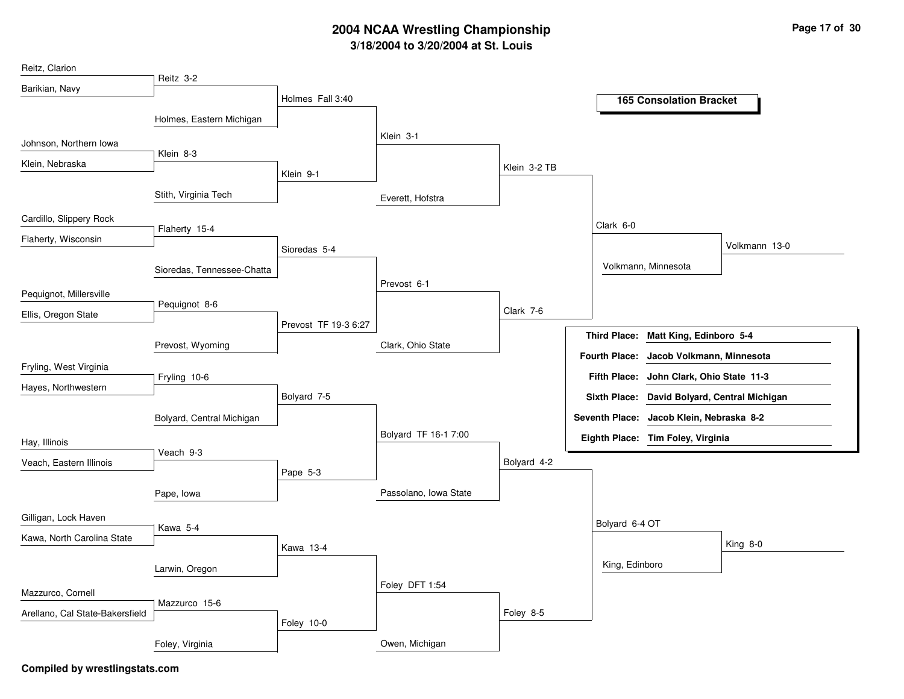# 2004 NCAA Wrestling Championship

## 3/18/2004 to 3/20/2004 at St. Louis

### 165 Consolation Bracket

**Round 1 / Round 2**

- Reitz, Clarion vs. Barikian, Navy — Reitz 3-2
- Reitz vs. Holmes, Eastern Michigan — Holmes Fall 3:40
- Johnson, Northern Iowa vs. Klein, Nebraska — Klein 8-3
- Klein vs. Stith, Virginia Tech — Klein 9-1
- Cardillo, Slippery Rock vs. Flaherty, Wisconsin — Flaherty 15-4
- Flaherty vs. Sioredas, Tennessee-Chatta — Sioredas 5-4
- Pequignot, Millersville vs. Ellis, Oregon State — Pequignot 8-6
- Pequignot vs. Prevost, Wyoming — Prevost TF 19-3 6:27
- Fryling, West Virginia vs. Hayes, Northwestern — Fryling 10-6
- Fryling vs. Bolyard, Central Michigan — Bolyard 7-5
- Hay, Illinois vs. Veach, Eastern Illinois — Veach 9-3
- Veach vs. Pape, Iowa — Pape 5-3
- Gilligan, Lock Haven vs. Kawa, North Carolina State — Kawa 5-4
- Kawa vs. Larwin, Oregon — Kawa 13-4
- Mazzurco, Cornell vs. Arellano, Cal State-Bakersfield — Mazzurco 15-6
- Mazzurco vs. Foley, Virginia — Foley 10-0

**Round 3**

- Holmes vs. Klein — Klein 3-1
- Sioredas vs. Prevost — Prevost 6-1
- Bolyard vs. Pape — Bolyard TF 16-1 7:00
- Kawa vs. Foley — Foley DFT 1:54

**Round 4**

- Klein vs. Everett, Hofstra — Klein 3-2 TB
- Prevost vs. Clark, Ohio State — Clark 7-6
- Bolyard vs. Passolano, Iowa State — Bolyard 4-2
- Foley vs. Owen, Michigan — Foley 8-5

**Round 5**

- Klein vs. Clark — Clark 6-0
- Bolyard vs. Foley — Bolyard 6-4 OT

**Consolation Semifinals**

- Clark vs. Volkmann, Minnesota — Volkmann 13-0
- Bolyard vs. King, Edinboro — King 8-0

| Place | Result |
|---|---|
| Third Place: | Matt King, Edinboro 5-4 |
| Fourth Place: | Jacob Volkmann, Minnesota |
| Fifth Place: | John Clark, Ohio State 11-3 |
| Sixth Place: | David Bolyard, Central Michigan |
| Seventh Place: | Jacob Klein, Nebraska 8-2 |
| Eighth Place: | Tim Foley, Virginia |

**Compiled by wrestlingstats.com**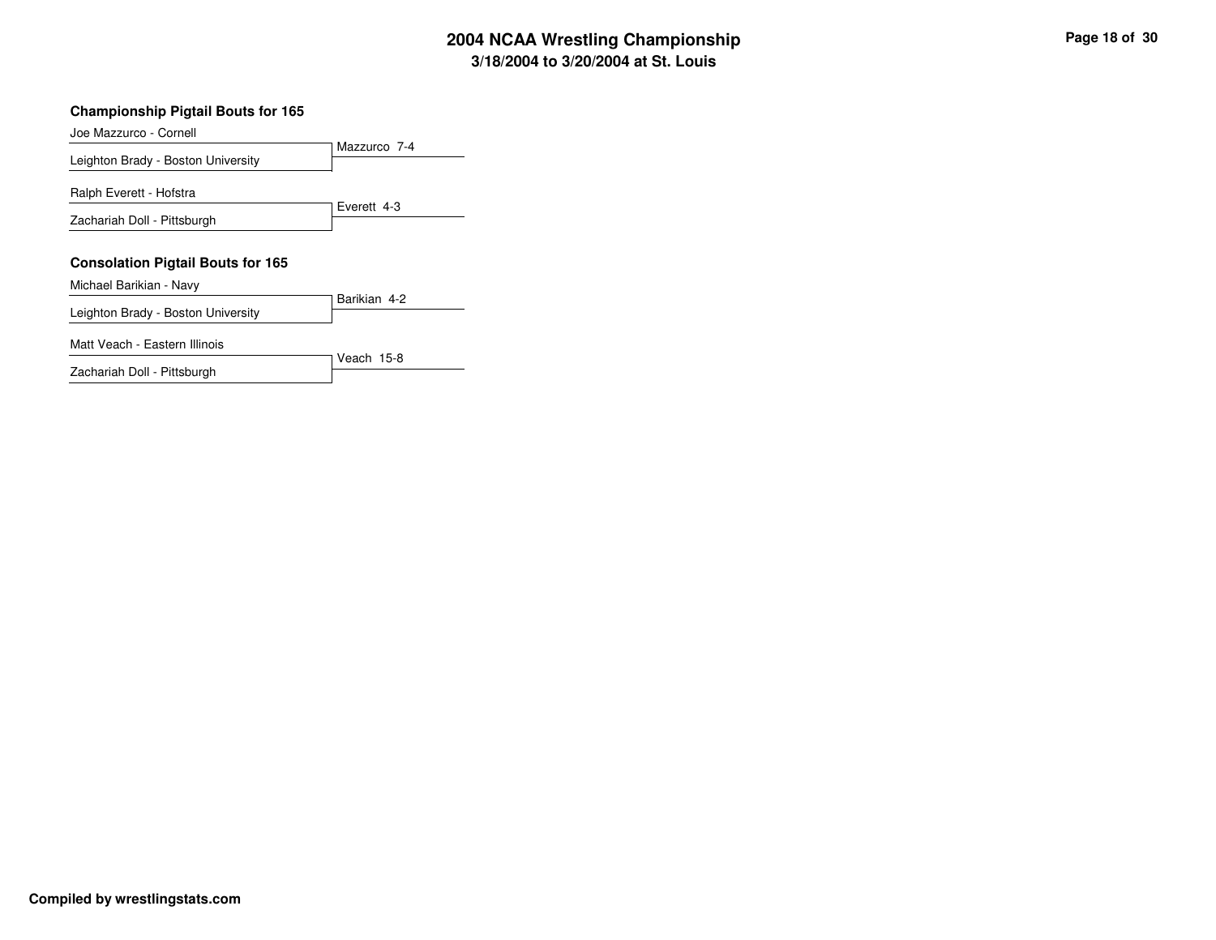## 2004 NCAA Wrestling Championship
### 3/18/2004 to 3/20/2004 at St. Louis

### Championship Pigtail Bouts for 165

| Wrestlers | Result |
| --- | --- |
| Joe Mazzurco - Cornell<br>Leighton Brady - Boston University | Mazzurco 7-4 |
| Ralph Everett - Hofstra<br>Zachariah Doll - Pittsburgh | Everett 4-3 |

### Consolation Pigtail Bouts for 165

| Wrestlers | Result |
| --- | --- |
| Michael Barikian - Navy<br>Leighton Brady - Boston University | Barikian 4-2 |
| Matt Veach - Eastern Illinois<br>Zachariah Doll - Pittsburgh | Veach 15-8 |

**Compiled by wrestlingstats.com**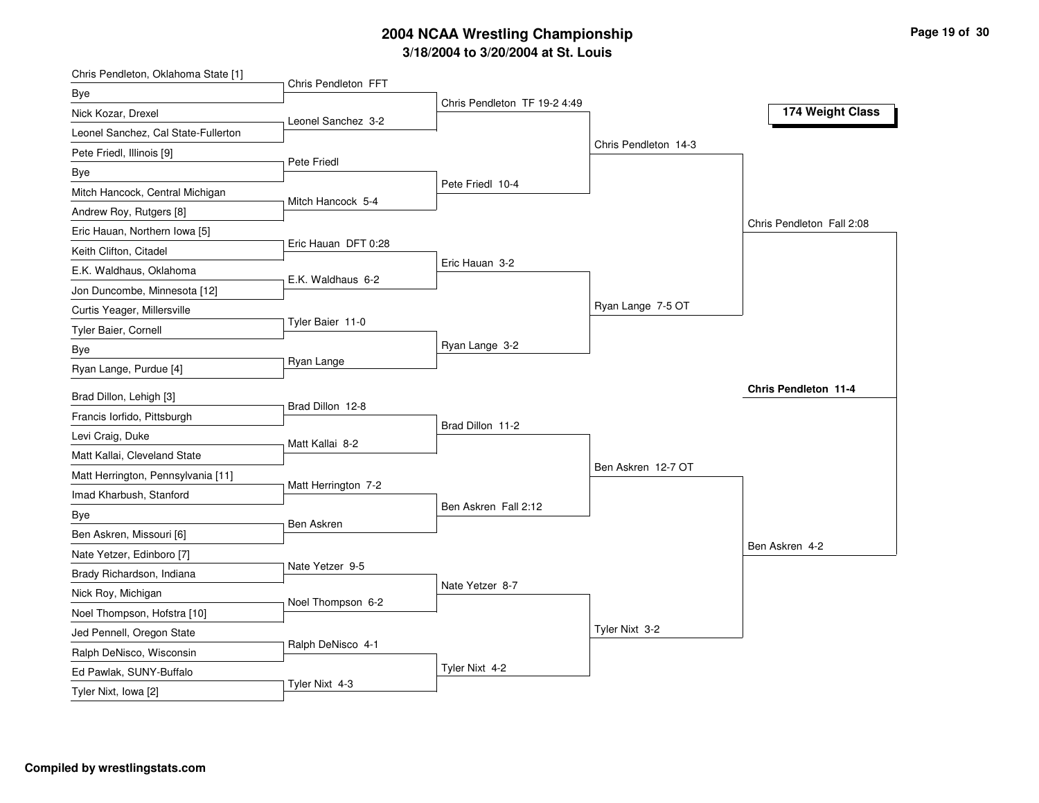# 2004 NCAA Wrestling Championship

## 3/18/2004 to 3/20/2004 at St. Louis

### 174 Weight Class

#### First Round

| Wrestler 1 | Wrestler 2 | Winner |
| --- | --- | --- |
| Chris Pendleton, Oklahoma State [1] | Bye | Chris Pendleton FFT |
| Nick Kozar, Drexel | Leonel Sanchez, Cal State-Fullerton | Leonel Sanchez 3-2 |
| Pete Friedl, Illinois [9] | Bye | Pete Friedl |
| Mitch Hancock, Central Michigan | Andrew Roy, Rutgers [8] | Mitch Hancock 5-4 |
| Eric Hauan, Northern Iowa [5] | Keith Clifton, Citadel | Eric Hauan DFT 0:28 |
| E.K. Waldhaus, Oklahoma | Jon Duncombe, Minnesota [12] | E.K. Waldhaus 6-2 |
| Curtis Yeager, Millersville | Tyler Baier, Cornell | Tyler Baier 11-0 |
| Bye | Ryan Lange, Purdue [4] | Ryan Lange |
| Brad Dillon, Lehigh [3] | Francis Iorfido, Pittsburgh | Brad Dillon 12-8 |
| Levi Craig, Duke | Matt Kallai, Cleveland State | Matt Kallai 8-2 |
| Matt Herrington, Pennsylvania [11] | Imad Kharbush, Stanford | Matt Herrington 7-2 |
| Bye | Ben Askren, Missouri [6] | Ben Askren |
| Nate Yetzer, Edinboro [7] | Brady Richardson, Indiana | Nate Yetzer 9-5 |
| Nick Roy, Michigan | Noel Thompson, Hofstra [10] | Noel Thompson 6-2 |
| Jed Pennell, Oregon State | Ralph DeNisco, Wisconsin | Ralph DeNisco 4-1 |
| Ed Pawlak, SUNY-Buffalo | Tyler Nixt, Iowa [2] | Tyler Nixt 4-3 |

#### Second Round

- Chris Pendleton TF 19-2 4:49
- Pete Friedl 10-4
- Eric Hauan 3-2
- Ryan Lange 3-2
- Brad Dillon 11-2
- Ben Askren Fall 2:12
- Nate Yetzer 8-7
- Tyler Nixt 4-2

#### Quarterfinals

- Chris Pendleton 14-3
- Ryan Lange 7-5 OT
- Ben Askren 12-7 OT
- Tyler Nixt 3-2

#### Semifinals

- Chris Pendleton Fall 2:08
- Ben Askren 4-2

#### Champion

**Chris Pendleton 11-4**

**Compiled by wrestlingstats.com**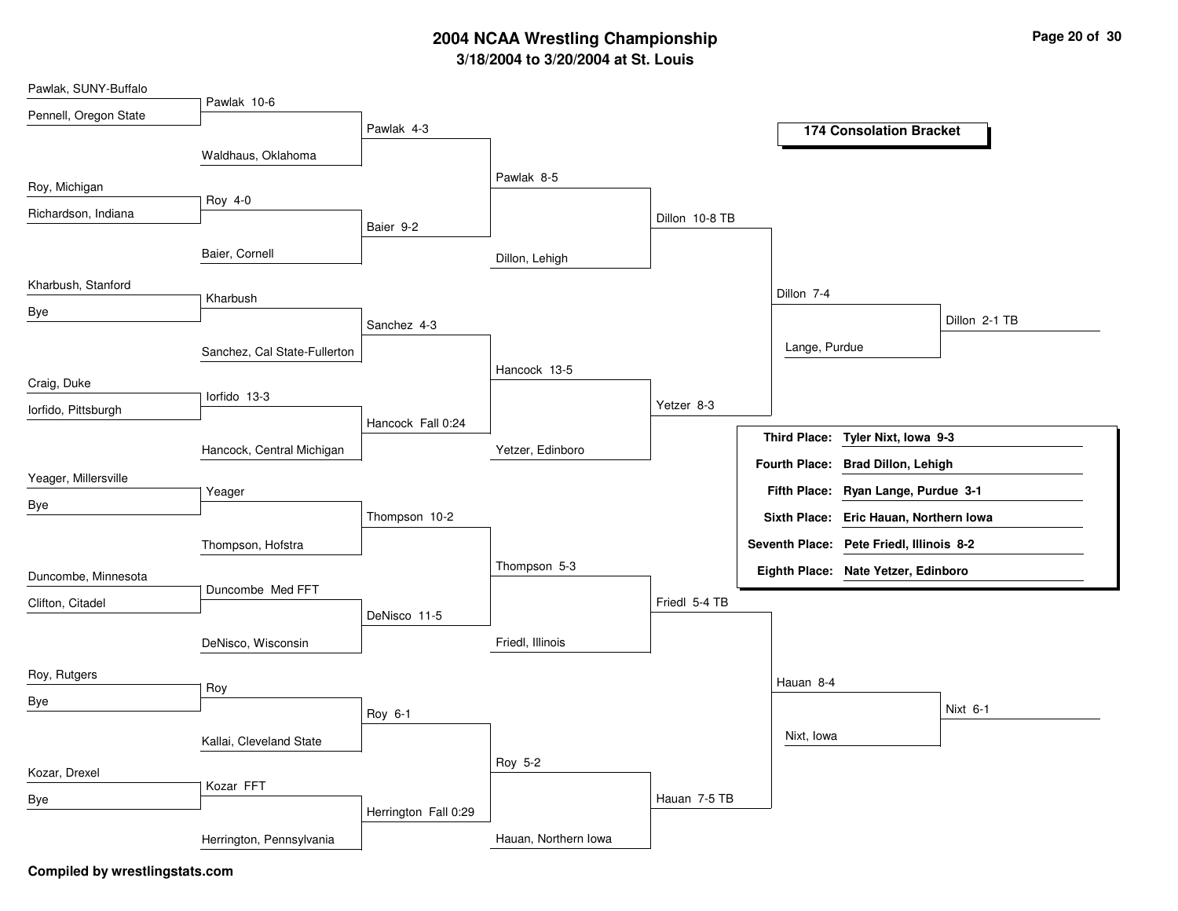# 2004 NCAA Wrestling Championship

### 3/18/2004 to 3/20/2004 at St. Louis

## 174 Consolation Bracket

**Round 1**

- Pawlak, SUNY-Buffalo vs. Pennell, Oregon State — Pawlak 10-6
- Roy, Michigan vs. Richardson, Indiana — Roy 4-0
- Kharbush, Stanford vs. Bye — Kharbush
- Craig, Duke vs. Iorfido, Pittsburgh — Iorfido 13-3
- Yeager, Millersville vs. Bye — Yeager
- Duncombe, Minnesota vs. Clifton, Citadel — Duncombe Med FFT
- Roy, Rutgers vs. Bye — Roy
- Kozar, Drexel vs. Bye — Kozar FFT

**Round 2**

- Pawlak vs. Waldhaus, Oklahoma — Pawlak 4-3
- Roy vs. Baier, Cornell — Baier 9-2
- Kharbush vs. Sanchez, Cal State-Fullerton — Sanchez 4-3
- Iorfido vs. Hancock, Central Michigan — Hancock Fall 0:24
- Yeager vs. Thompson, Hofstra — Thompson 10-2
- Duncombe vs. DeNisco, Wisconsin — DeNisco 11-5
- Roy vs. Kallai, Cleveland State — Roy 6-1
- Kozar vs. Herrington, Pennsylvania — Herrington Fall 0:29

**Round 3**

- Pawlak vs. Baier — Pawlak 8-5
- Sanchez vs. Hancock — Hancock 13-5
- Thompson vs. DeNisco — Thompson 5-3
- Roy vs. Herrington — Roy 5-2

**Round 4**

- Pawlak vs. Dillon, Lehigh — Dillon 10-8 TB
- Hancock vs. Yetzer, Edinboro — Yetzer 8-3
- Thompson vs. Friedl, Illinois — Friedl 5-4 TB
- Roy vs. Hauan, Northern Iowa — Hauan 7-5 TB

**Round 5**

- Dillon vs. Yetzer — Dillon 7-4
- Friedl vs. Hauan — Hauan 8-4

**Round 6**

- Dillon vs. Lange, Purdue — Dillon 2-1 TB
- Hauan vs. Nixt, Iowa — Nixt 6-1

| Place | Result |
|---|---|
| Third Place: | Tyler Nixt, Iowa 9-3 |
| Fourth Place: | Brad Dillon, Lehigh |
| Fifth Place: | Ryan Lange, Purdue 3-1 |
| Sixth Place: | Eric Hauan, Northern Iowa |
| Seventh Place: | Pete Friedl, Illinois 8-2 |
| Eighth Place: | Nate Yetzer, Edinboro |

**Compiled by wrestlingstats.com**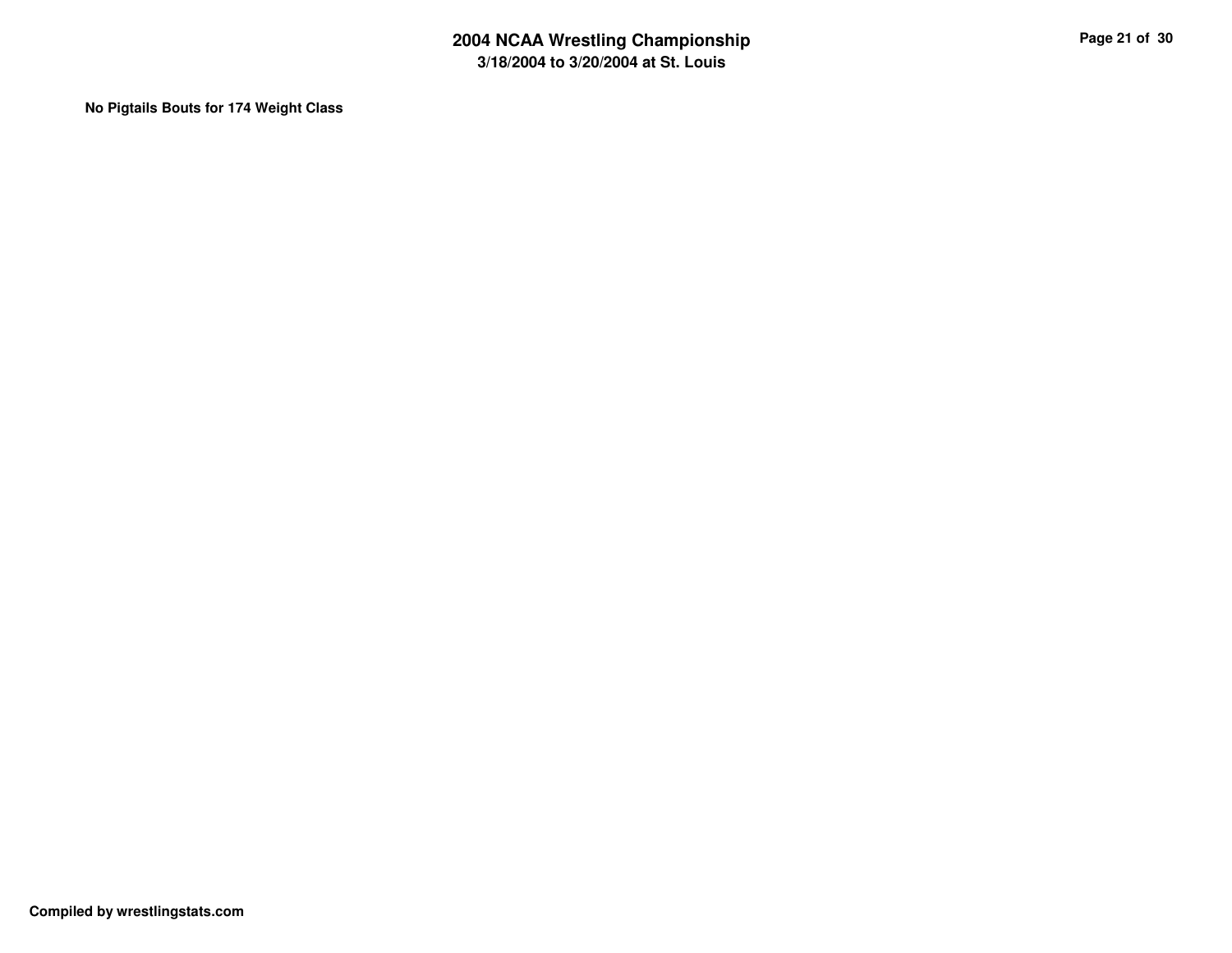**No Pigtails Bouts for 174 Weight Class**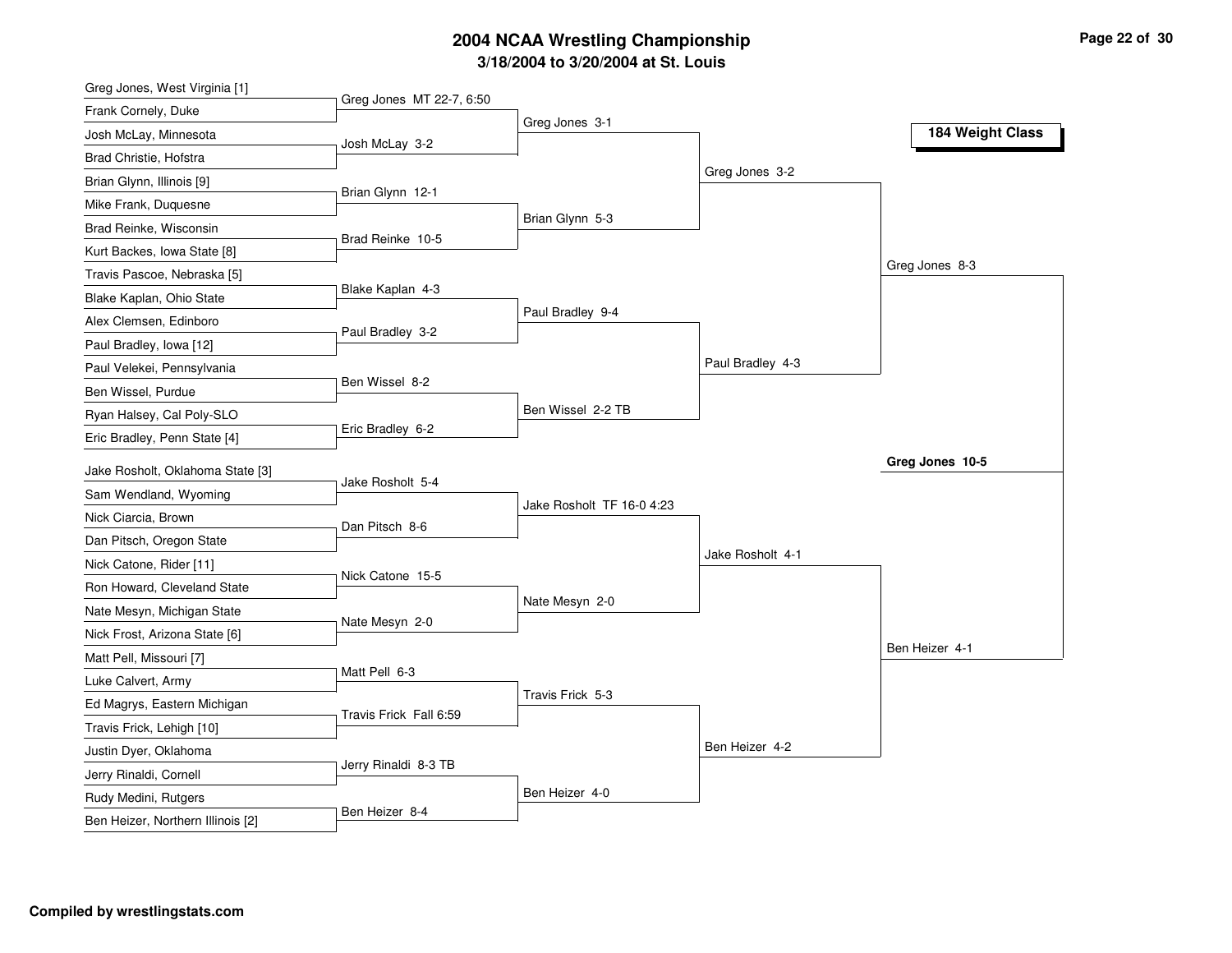# 2004 NCAA Wrestling Championship

## 3/18/2004 to 3/20/2004 at St. Louis

### 184 Weight Class

| First Round | Second Round | Quarterfinals | Semifinals | Finals |
|---|---|---|---|---|
| Greg Jones, West Virginia [1] vs Frank Cornely, Duke | Greg Jones MT 22-7, 6:50 | | | |
| Josh McLay, Minnesota vs Brad Christie, Hofstra | Josh McLay 3-2 | Greg Jones 3-1 | | |
| Brian Glynn, Illinois [9] vs Mike Frank, Duquesne | Brian Glynn 12-1 | | Greg Jones 3-2 | |
| Brad Reinke, Wisconsin vs Kurt Backes, Iowa State [8] | Brad Reinke 10-5 | Brian Glynn 5-3 | | |
| Travis Pascoe, Nebraska [5] vs Blake Kaplan, Ohio State | Blake Kaplan 4-3 | | | Greg Jones 8-3 |
| Alex Clemsen, Edinboro vs Paul Bradley, Iowa [12] | Paul Bradley 3-2 | Paul Bradley 9-4 | | |
| Paul Velekei, Pennsylvania vs Ben Wissel, Purdue | Ben Wissel 8-2 | | Paul Bradley 4-3 | |
| Ryan Halsey, Cal Poly-SLO vs Eric Bradley, Penn State [4] | Eric Bradley 6-2 | Ben Wissel 2-2 TB | | |
| Jake Rosholt, Oklahoma State [3] vs Sam Wendland, Wyoming | Jake Rosholt 5-4 | | | |
| Nick Ciarcia, Brown vs Dan Pitsch, Oregon State | Dan Pitsch 8-6 | Jake Rosholt TF 16-0 4:23 | | |
| Nick Catone, Rider [11] vs Ron Howard, Cleveland State | Nick Catone 15-5 | | Jake Rosholt 4-1 | |
| Nate Mesyn, Michigan State vs Nick Frost, Arizona State [6] | Nate Mesyn 2-0 | Nate Mesyn 2-0 | | |
| Matt Pell, Missouri [7] vs Luke Calvert, Army | Matt Pell 6-3 | | | Ben Heizer 4-1 |
| Ed Magrys, Eastern Michigan vs Travis Frick, Lehigh [10] | Travis Frick Fall 6:59 | Travis Frick 5-3 | | |
| Justin Dyer, Oklahoma vs Jerry Rinaldi, Cornell | Jerry Rinaldi 8-3 TB | | Ben Heizer 4-2 | |
| Rudy Medini, Rutgers vs Ben Heizer, Northern Illinois [2] | Ben Heizer 8-4 | Ben Heizer 4-0 | | |

**Champion: Greg Jones 10-5**

**Compiled by wrestlingstats.com**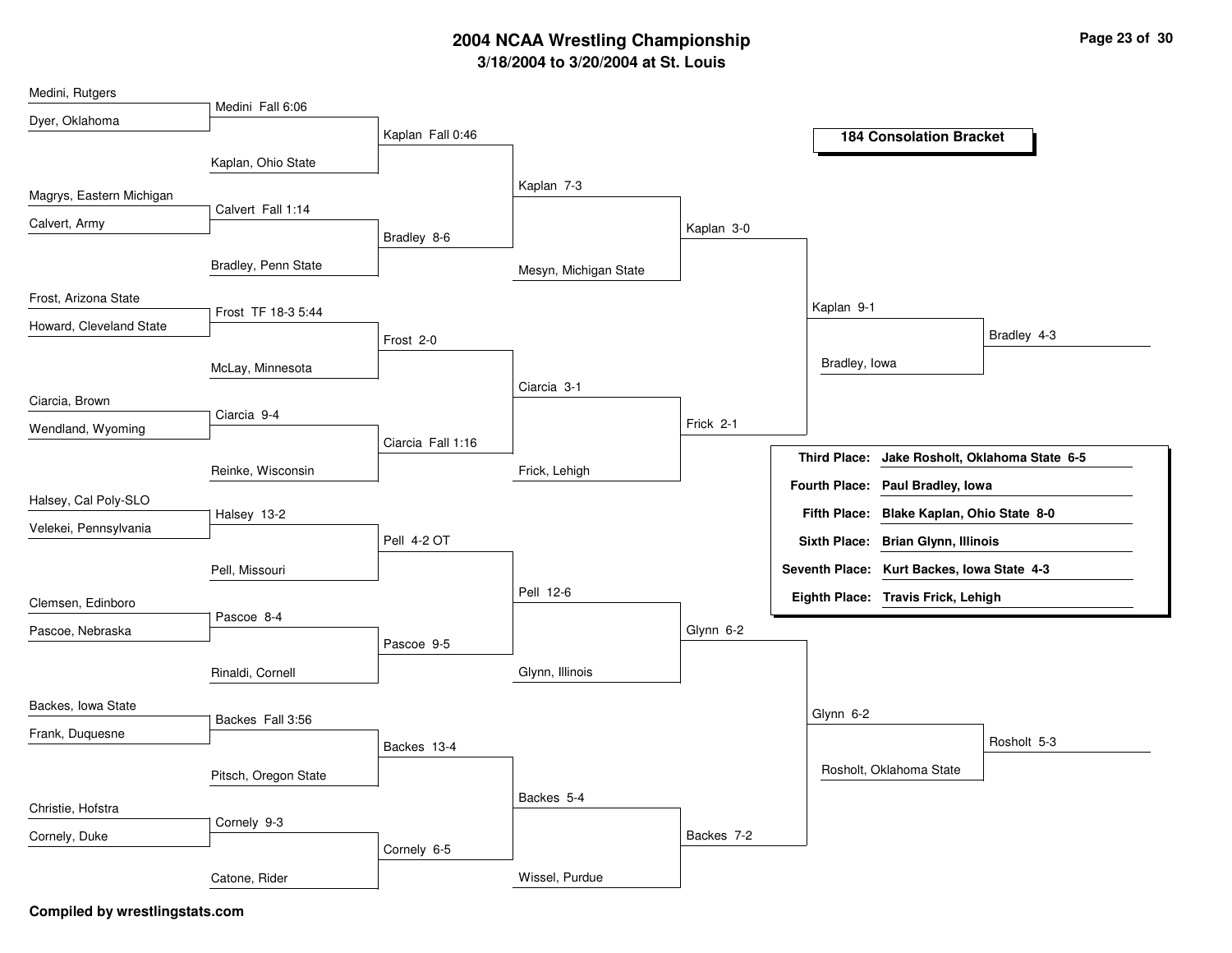# 2004 NCAA Wrestling Championship

## 3/18/2004 to 3/20/2004 at St. Louis

### 184 Consolation Bracket

**Round 1**

- Medini, Rutgers vs Dyer, Oklahoma — Medini Fall 6:06
- Magrys, Eastern Michigan vs Calvert, Army — Calvert Fall 1:14
- Frost, Arizona State vs Howard, Cleveland State — Frost TF 18-3 5:44
- Ciarcia, Brown vs Wendland, Wyoming — Ciarcia 9-4
- Halsey, Cal Poly-SLO vs Velekei, Pennsylvania — Halsey 13-2
- Clemsen, Edinboro vs Pascoe, Nebraska — Pascoe 8-4
- Backes, Iowa State vs Frank, Duquesne — Backes Fall 3:56
- Christie, Hofstra vs Cornely, Duke — Cornely 9-3

**Round 2**

- Medini vs Kaplan, Ohio State — Kaplan Fall 0:46
- Calvert vs Bradley, Penn State — Bradley 8-6
- Frost vs McLay, Minnesota — Frost 2-0
- Ciarcia vs Reinke, Wisconsin — Ciarcia Fall 1:16
- Halsey vs Pell, Missouri — Pell 4-2 OT
- Pascoe vs Rinaldi, Cornell — Pascoe 9-5
- Backes vs Pitsch, Oregon State — Backes 13-4
- Cornely vs Catone, Rider — Cornely 6-5

**Round 3**

- Kaplan vs Bradley — Kaplan 7-3
- Frost vs Ciarcia — Ciarcia 3-1
- Pell vs Pascoe — Pell 12-6
- Backes vs Cornely — Backes 5-4

**Round 4**

- Kaplan vs Mesyn, Michigan State — Kaplan 3-0
- Ciarcia vs Frick, Lehigh — Frick 2-1
- Pell vs Glynn, Illinois — Glynn 6-2
- Backes vs Wissel, Purdue — Backes 7-2

**Round 5**

- Kaplan vs Frick — Kaplan 9-1
- Glynn vs Backes — Glynn 6-2

**Round 6**

- Kaplan vs Bradley, Iowa — Bradley 4-3
- Glynn vs Rosholt, Oklahoma State — Rosholt 5-3

| Place | Result |
|---|---|
| **Third Place:** | **Jake Rosholt, Oklahoma State 6-5** |
| **Fourth Place:** | **Paul Bradley, Iowa** |
| **Fifth Place:** | **Blake Kaplan, Ohio State 8-0** |
| **Sixth Place:** | **Brian Glynn, Illinois** |
| **Seventh Place:** | **Kurt Backes, Iowa State 4-3** |
| **Eighth Place:** | **Travis Frick, Lehigh** |

**Compiled by wrestlingstats.com**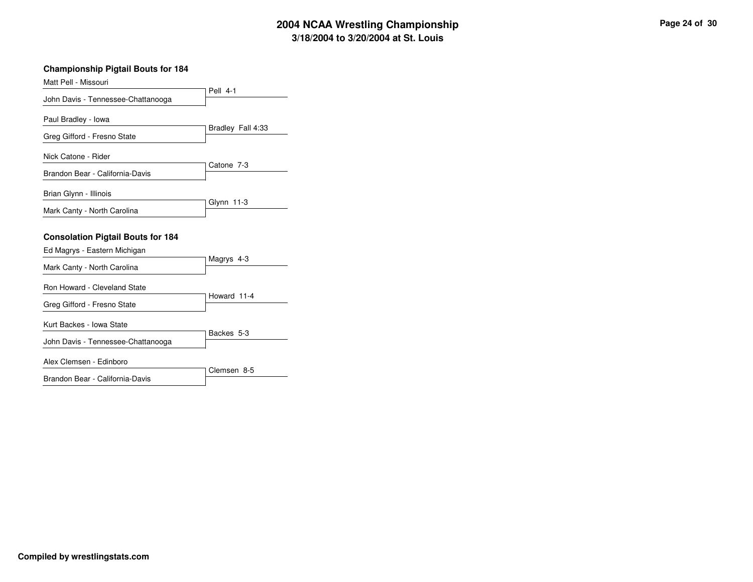# 2004 NCAA Wrestling Championship

## 3/18/2004 to 3/20/2004 at St. Louis

### Championship Pigtail Bouts for 184

| Wrestlers | Result |
|---|---|
| Matt Pell - Missouri<br>John Davis - Tennessee-Chattanooga | Pell 4-1 |
| Paul Bradley - Iowa<br>Greg Gifford - Fresno State | Bradley Fall 4:33 |
| Nick Catone - Rider<br>Brandon Bear - California-Davis | Catone 7-3 |
| Brian Glynn - Illinois<br>Mark Canty - North Carolina | Glynn 11-3 |

### Consolation Pigtail Bouts for 184

| Wrestlers | Result |
|---|---|
| Ed Magrys - Eastern Michigan<br>Mark Canty - North Carolina | Magrys 4-3 |
| Ron Howard - Cleveland State<br>Greg Gifford - Fresno State | Howard 11-4 |
| Kurt Backes - Iowa State<br>John Davis - Tennessee-Chattanooga | Backes 5-3 |
| Alex Clemsen - Edinboro<br>Brandon Bear - California-Davis | Clemsen 8-5 |

**Compiled by wrestlingstats.com**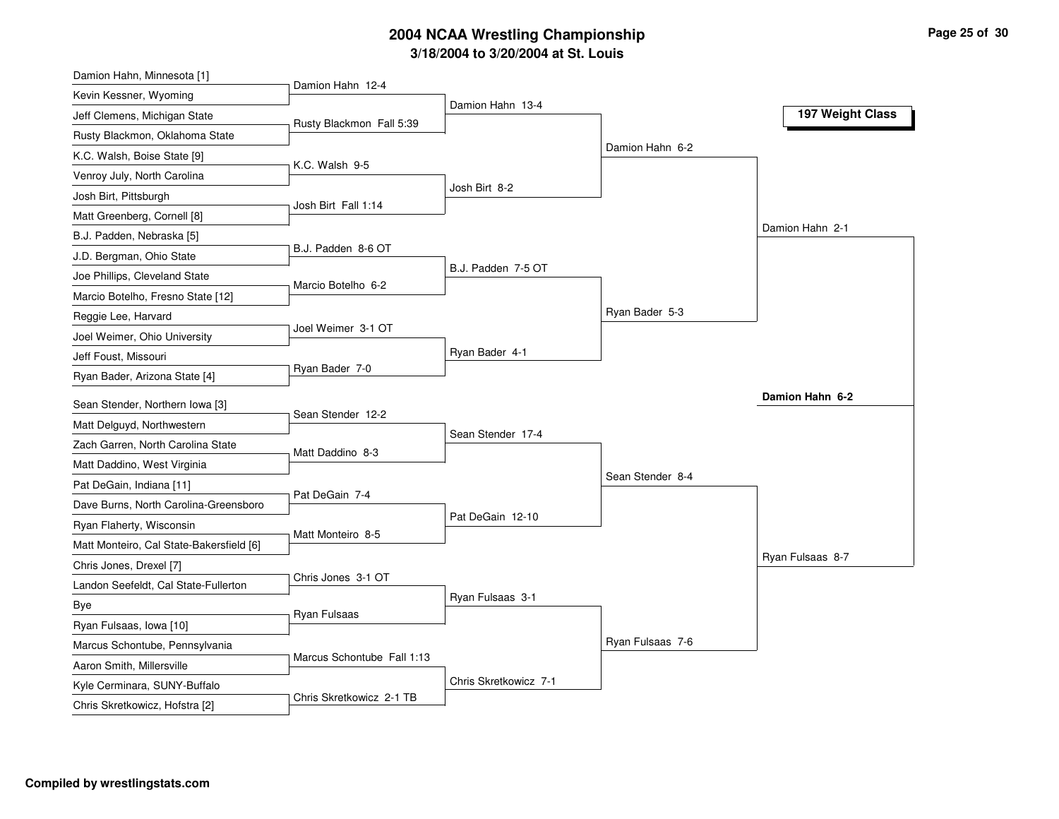# 2004 NCAA Wrestling Championship

## 3/18/2004 to 3/20/2004 at St. Louis

### 197 Weight Class

| First Round | Second Round | Quarterfinals | Semifinals | Finals |
|---|---|---|---|---|
| Damion Hahn, Minnesota [1] | | | | |
| Kevin Kessner, Wyoming | Damion Hahn 12-4 | | | |
| Jeff Clemens, Michigan State | | Damion Hahn 13-4 | | |
| Rusty Blackmon, Oklahoma State | Rusty Blackmon Fall 5:39 | | | |
| K.C. Walsh, Boise State [9] | | | Damion Hahn 6-2 | |
| Venroy July, North Carolina | K.C. Walsh 9-5 | | | |
| Josh Birt, Pittsburgh | | Josh Birt 8-2 | | |
| Matt Greenberg, Cornell [8] | Josh Birt Fall 1:14 | | | |
| B.J. Padden, Nebraska [5] | | | | Damion Hahn 2-1 |
| J.D. Bergman, Ohio State | B.J. Padden 8-6 OT | | | |
| Joe Phillips, Cleveland State | | B.J. Padden 7-5 OT | | |
| Marcio Botelho, Fresno State [12] | Marcio Botelho 6-2 | | | |
| Reggie Lee, Harvard | | | Ryan Bader 5-3 | |
| Joel Weimer, Ohio University | Joel Weimer 3-1 OT | | | |
| Jeff Foust, Missouri | | Ryan Bader 4-1 | | |
| Ryan Bader, Arizona State [4] | Ryan Bader 7-0 | | | |
| | | | | **Damion Hahn 6-2** |
| Sean Stender, Northern Iowa [3] | | | | |
| Matt Delguyd, Northwestern | Sean Stender 12-2 | | | |
| Zach Garren, North Carolina State | | Sean Stender 17-4 | | |
| Matt Daddino, West Virginia | Matt Daddino 8-3 | | | |
| Pat DeGain, Indiana [11] | | | Sean Stender 8-4 | |
| Dave Burns, North Carolina-Greensboro | Pat DeGain 7-4 | | | |
| Ryan Flaherty, Wisconsin | | Pat DeGain 12-10 | | |
| Matt Monteiro, Cal State-Bakersfield [6] | Matt Monteiro 8-5 | | | |
| Chris Jones, Drexel [7] | | | | Ryan Fulsaas 8-7 |
| Landon Seefeldt, Cal State-Fullerton | Chris Jones 3-1 OT | | | |
| Bye | | Ryan Fulsaas 3-1 | | |
| Ryan Fulsaas, Iowa [10] | Ryan Fulsaas | | | |
| Marcus Schontube, Pennsylvania | | | Ryan Fulsaas 7-6 | |
| Aaron Smith, Millersville | Marcus Schontube Fall 1:13 | | | |
| Kyle Cerminara, SUNY-Buffalo | | Chris Skretkowicz 7-1 | | |
| Chris Skretkowicz, Hofstra [2] | Chris Skretkowicz 2-1 TB | | | |

Compiled by wrestlingstats.com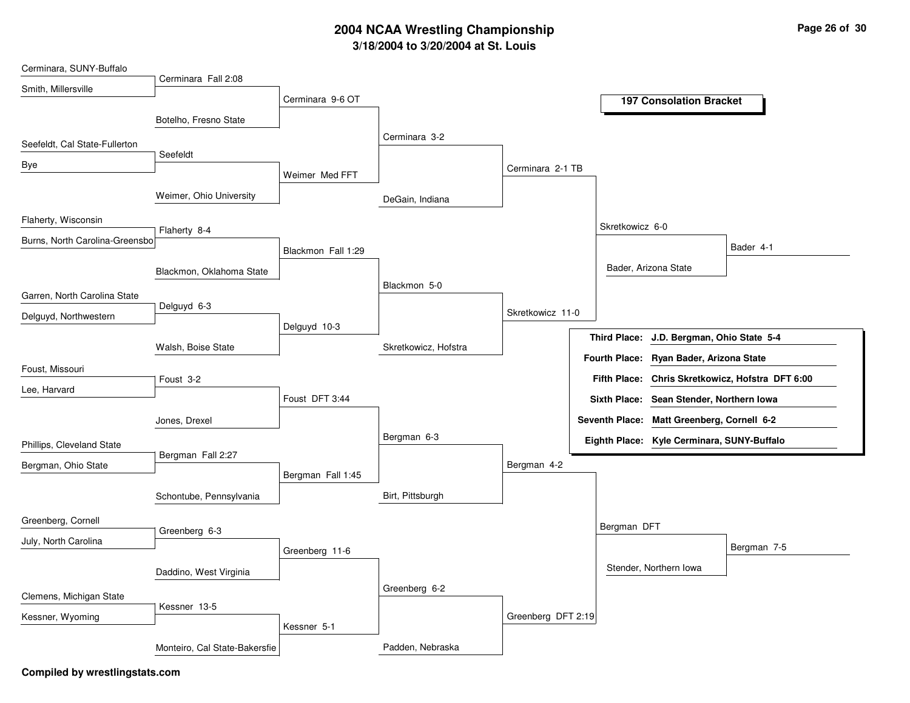# 2004 NCAA Wrestling Championship

## 3/18/2004 to 3/20/2004 at St. Louis

### 197 Consolation Bracket

**Round 1 / Round 2 / Round 3 / Round 4 / Quarterfinals / Semifinals / Placement**

- Cerminara, SUNY-Buffalo vs. Smith, Millersville — **Cerminara Fall 2:08**
  - Cerminara vs. Botelho, Fresno State — **Cerminara 9-6 OT**
- Seefeldt, Cal State-Fullerton vs. Bye — **Seefeldt**
  - Seefeldt vs. Weimer, Ohio University — **Weimer Med FFT**
- Cerminara vs. Weimer — **Cerminara 3-2**
  - Cerminara vs. DeGain, Indiana — **Cerminara 2-1 TB**
- Flaherty, Wisconsin vs. Burns, North Carolina-Greensbo — **Flaherty 8-4**
  - Flaherty vs. Blackmon, Oklahoma State — **Blackmon Fall 1:29**
- Garren, North Carolina State vs. Delguyd, Northwestern — **Delguyd 6-3**
  - Delguyd vs. Walsh, Boise State — **Delguyd 10-3**
- Blackmon vs. Delguyd — **Blackmon 5-0**
  - Blackmon vs. Skretkowicz, Hofstra — **Skretkowicz 11-0**
- Cerminara vs. Skretkowicz — **Skretkowicz 6-0**
  - Skretkowicz vs. Bader, Arizona State — **Bader 4-1**
- Foust, Missouri vs. Lee, Harvard — **Foust 3-2**
  - Foust vs. Jones, Drexel — **Foust DFT 3:44**
- Phillips, Cleveland State vs. Bergman, Ohio State — **Bergman Fall 2:27**
  - Bergman vs. Schontube, Pennsylvania — **Bergman Fall 1:45**
- Foust vs. Bergman — **Bergman 6-3**
  - Bergman vs. Birt, Pittsburgh — **Bergman 4-2**
- Greenberg, Cornell vs. July, North Carolina — **Greenberg 6-3**
  - Greenberg vs. Daddino, West Virginia — **Greenberg 11-6**
- Clemens, Michigan State vs. Kessner, Wyoming — **Kessner 13-5**
  - Kessner vs. Monteiro, Cal State-Bakersfie — **Kessner 5-1**
- Greenberg vs. Kessner — **Greenberg 6-2**
  - Greenberg vs. Padden, Nebraska — **Greenberg DFT 2:19**
- Bergman vs. Greenberg — **Bergman DFT**
  - Bergman vs. Stender, Northern Iowa — **Bergman 7-5**

| Place | Wrestler |
|---|---|
| **Third Place:** | **J.D. Bergman, Ohio State 5-4** |
| **Fourth Place:** | **Ryan Bader, Arizona State** |
| **Fifth Place:** | **Chris Skretkowicz, Hofstra DFT 6:00** |
| **Sixth Place:** | **Sean Stender, Northern Iowa** |
| **Seventh Place:** | **Matt Greenberg, Cornell 6-2** |
| **Eighth Place:** | **Kyle Cerminara, SUNY-Buffalo** |

**Compiled by wrestlingstats.com**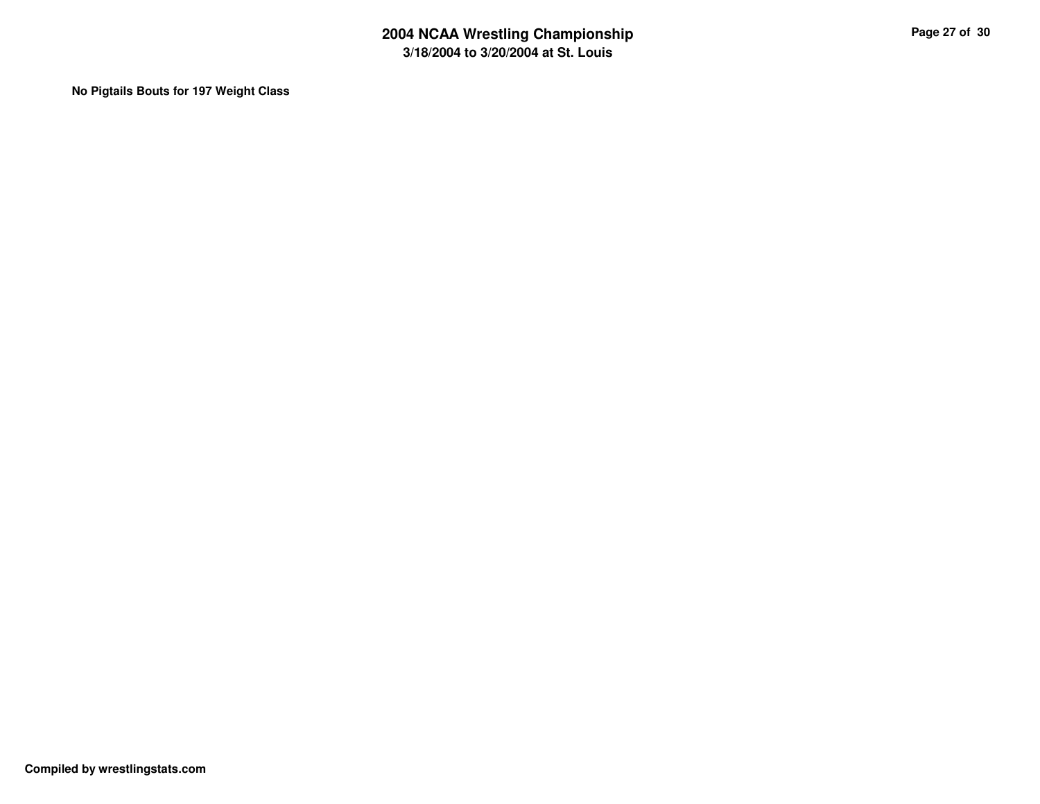**No Pigtails Bouts for 197 Weight Class**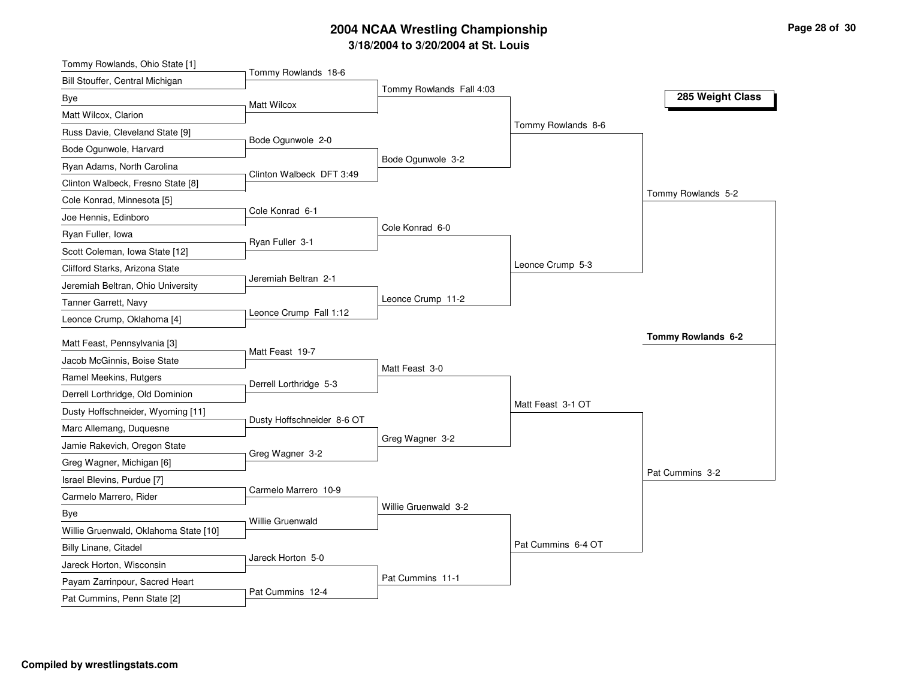# 2004 NCAA Wrestling Championship

## 3/18/2004 to 3/20/2004 at St. Louis

### 285 Weight Class

| First Round | Second Round | Quarterfinals | Semifinals | Finals | Champion |
|---|---|---|---|---|---|
| Tommy Rowlands, Ohio State [1] | Tommy Rowlands 18-6 | Tommy Rowlands Fall 4:03 | Tommy Rowlands 8-6 | Tommy Rowlands 5-2 | **Tommy Rowlands 6-2** |
| Bill Stouffer, Central Michigan | | | | | |
| Bye | Matt Wilcox | | | | |
| Matt Wilcox, Clarion | | | | | |
| Russ Davie, Cleveland State [9] | Bode Ogunwole 2-0 | Bode Ogunwole 3-2 | | | |
| Bode Ogunwole, Harvard | | | | | |
| Ryan Adams, North Carolina | Clinton Walbeck DFT 3:49 | | | | |
| Clinton Walbeck, Fresno State [8] | | | | | |
| Cole Konrad, Minnesota [5] | Cole Konrad 6-1 | Cole Konrad 6-0 | Leonce Crump 5-3 | | |
| Joe Hennis, Edinboro | | | | | |
| Ryan Fuller, Iowa | Ryan Fuller 3-1 | | | | |
| Scott Coleman, Iowa State [12] | | | | | |
| Clifford Starks, Arizona State | Jeremiah Beltran 2-1 | Leonce Crump 11-2 | | | |
| Jeremiah Beltran, Ohio University | | | | | |
| Tanner Garrett, Navy | Leonce Crump Fall 1:12 | | | | |
| Leonce Crump, Oklahoma [4] | | | | | |
| Matt Feast, Pennsylvania [3] | Matt Feast 19-7 | Matt Feast 3-0 | Matt Feast 3-1 OT | Pat Cummins 3-2 | |
| Jacob McGinnis, Boise State | | | | | |
| Ramel Meekins, Rutgers | Derrell Lorthridge 5-3 | | | | |
| Derrell Lorthridge, Old Dominion | | | | | |
| Dusty Hoffschneider, Wyoming [11] | Dusty Hoffschneider 8-6 OT | Greg Wagner 3-2 | | | |
| Marc Allemang, Duquesne | | | | | |
| Jamie Rakevich, Oregon State | Greg Wagner 3-2 | | | | |
| Greg Wagner, Michigan [6] | | | | | |
| Israel Blevins, Purdue [7] | Carmelo Marrero 10-9 | Willie Gruenwald 3-2 | Pat Cummins 6-4 OT | | |
| Carmelo Marrero, Rider | | | | | |
| Bye | Willie Gruenwald | | | | |
| Willie Gruenwald, Oklahoma State [10] | | | | | |
| Billy Linane, Citadel | Jareck Horton 5-0 | Pat Cummins 11-1 | | | |
| Jareck Horton, Wisconsin | | | | | |
| Payam Zarrinpour, Sacred Heart | Pat Cummins 12-4 | | | | |
| Pat Cummins, Penn State [2] | | | | | |

Compiled by wrestlingstats.com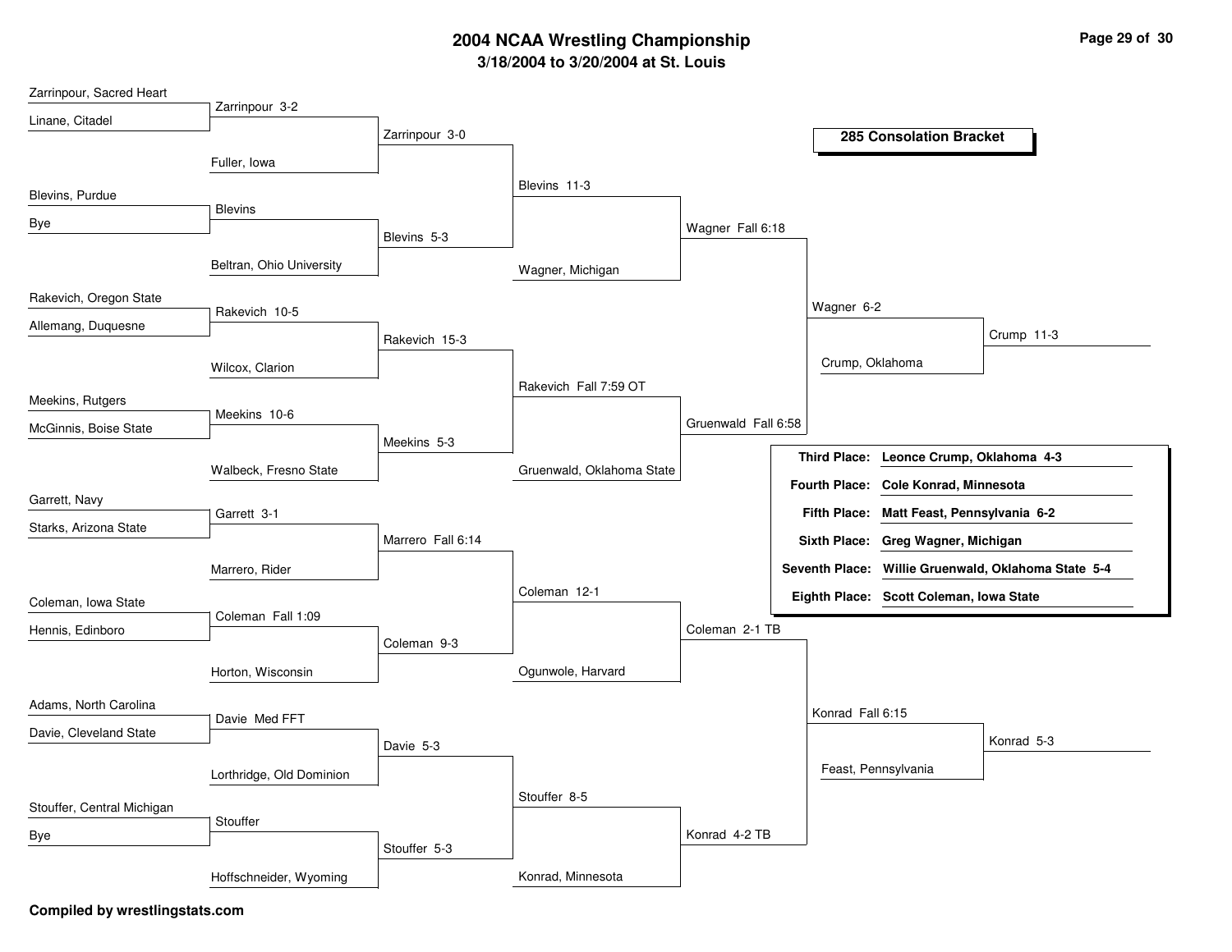# 2004 NCAA Wrestling Championship

## 3/18/2004 to 3/20/2004 at St. Louis

### 285 Consolation Bracket

**Round 1**

- Zarrinpour, Sacred Heart vs. Linane, Citadel — Zarrinpour 3-2
- Blevins, Purdue vs. Bye — Blevins
- Rakevich, Oregon State vs. Allemang, Duquesne — Rakevich 10-5
- Meekins, Rutgers vs. McGinnis, Boise State — Meekins 10-6
- Garrett, Navy vs. Starks, Arizona State — Garrett 3-1
- Coleman, Iowa State vs. Hennis, Edinboro — Coleman Fall 1:09
- Adams, North Carolina vs. Davie, Cleveland State — Davie Med FFT
- Stouffer, Central Michigan vs. Bye — Stouffer

**Round 2**

- Zarrinpour vs. Fuller, Iowa — Zarrinpour 3-0
- Blevins vs. Beltran, Ohio University — Blevins 5-3
- Rakevich vs. Wilcox, Clarion — Rakevich 15-3
- Meekins vs. Walbeck, Fresno State — Meekins 5-3
- Garrett vs. Marrero, Rider — Marrero Fall 6:14
- Coleman vs. Horton, Wisconsin — Coleman 9-3
- Davie vs. Lorthridge, Old Dominion — Davie 5-3
- Stouffer vs. Hoffschneider, Wyoming — Stouffer 5-3

**Round 3**

- Zarrinpour vs. Blevins — Blevins 11-3
- Rakevich vs. Meekins — Rakevich Fall 7:59 OT
- Marrero vs. Coleman — Coleman 12-1
- Davie vs. Stouffer — Stouffer 8-5

**Round 4**

- Blevins vs. Wagner, Michigan — Wagner Fall 6:18
- Rakevich vs. Gruenwald, Oklahoma State — Gruenwald Fall 6:58
- Coleman vs. Ogunwole, Harvard — Coleman 2-1 TB
- Stouffer vs. Konrad, Minnesota — Konrad 4-2 TB

**Round 5**

- Wagner vs. Gruenwald — Wagner 6-2
- Coleman vs. Konrad — Konrad Fall 6:15

**Round 6**

- Wagner vs. Crump, Oklahoma — Crump 11-3
- Konrad vs. Feast, Pennsylvania — Konrad 5-3

| Place | Result |
|---|---|
| **Third Place:** | **Leonce Crump, Oklahoma 4-3** |
| **Fourth Place:** | **Cole Konrad, Minnesota** |
| **Fifth Place:** | **Matt Feast, Pennsylvania 6-2** |
| **Sixth Place:** | **Greg Wagner, Michigan** |
| **Seventh Place:** | **Willie Gruenwald, Oklahoma State 5-4** |
| **Eighth Place:** | **Scott Coleman, Iowa State** |

**Compiled by wrestlingstats.com**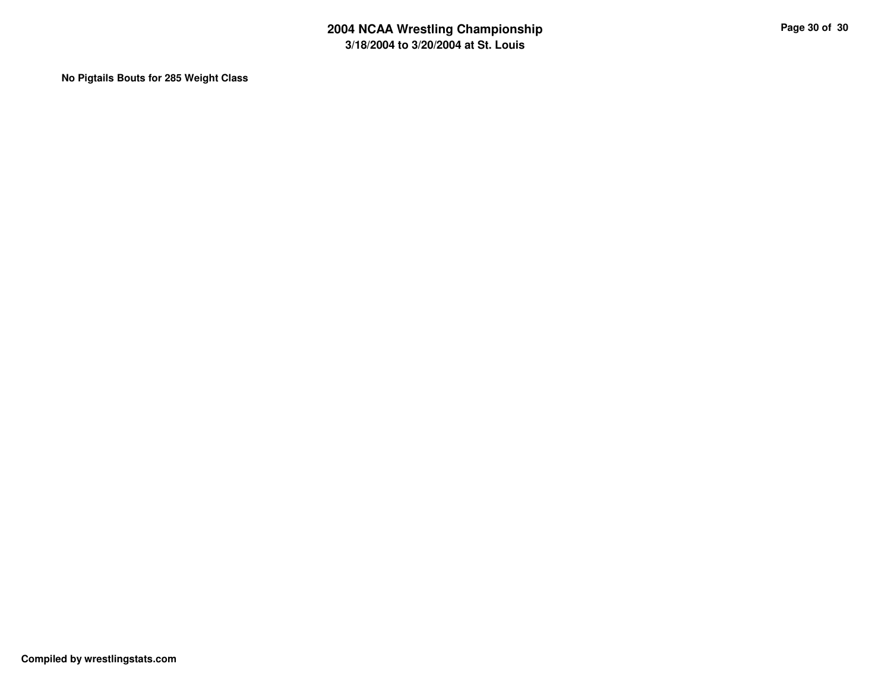**No Pigtails Bouts for 285 Weight Class**